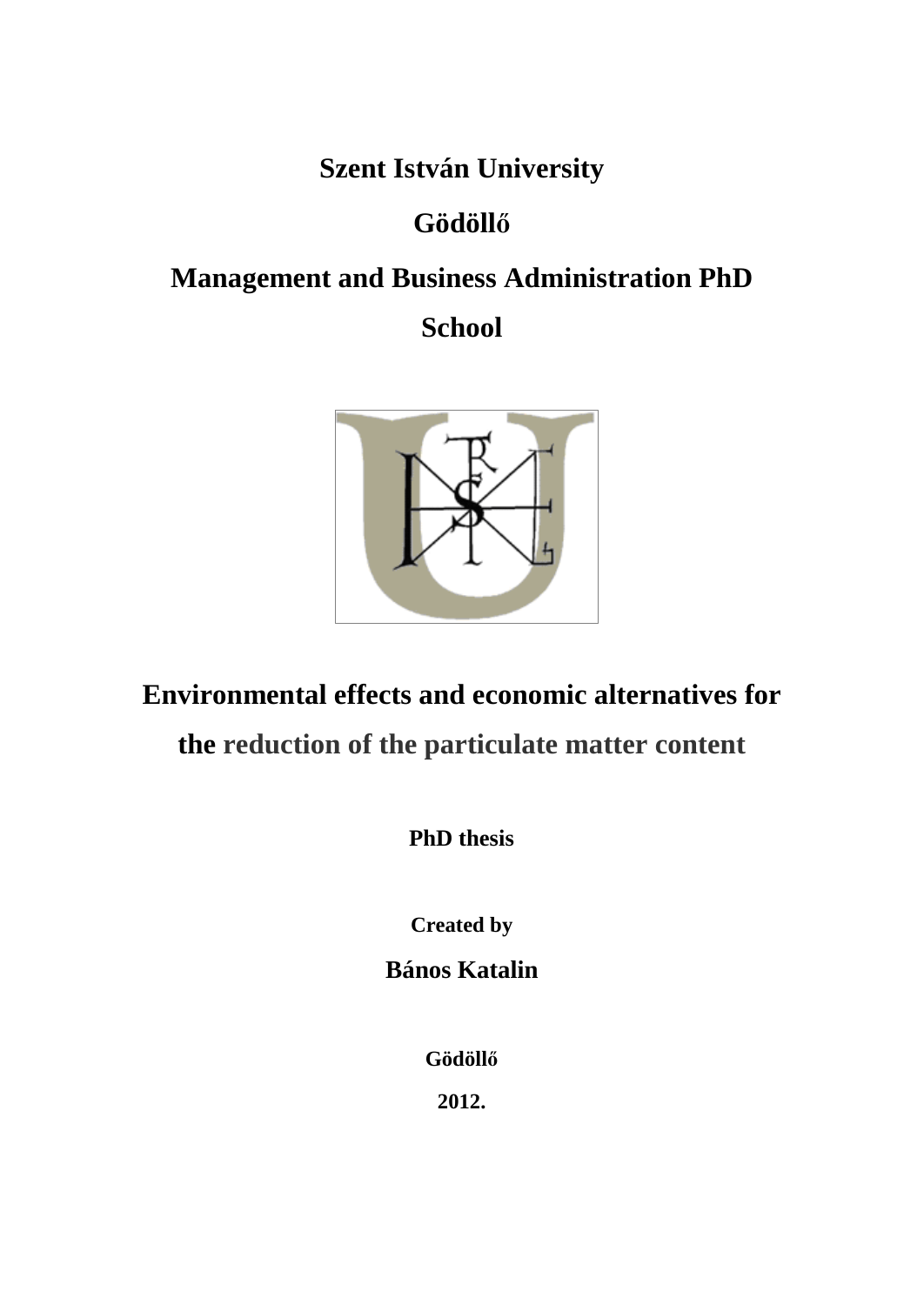**Szent István University**

**Gödöllő**

**Management and Business Administration PhD School**

# Environmental effects and economic alternatives for the reduction of the particulate matter content

**PhD thesis**

**Created by**

**Bános Katalin**

**Gödöllő**

**2012.**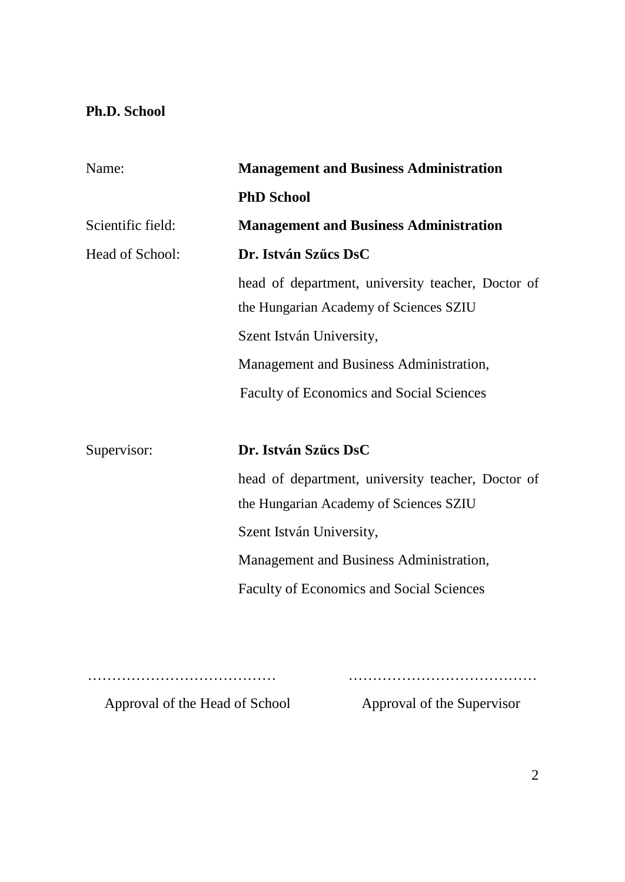**Ph.D. School**

| | |
|---|---|
| Name: | **Management and Business Administration PhD School** |
| Scientific field: | **Management and Business Administration** |
| Head of School: | **Dr. István Szűcs DsC**<br>head of department, university teacher, Doctor of the Hungarian Academy of Sciences SZIU<br>Szent István University,<br>Management and Business Administration,<br>Faculty of Economics and Social Sciences |
| Supervisor: | **Dr. István Szűcs DsC**<br>head of department, university teacher, Doctor of the Hungarian Academy of Sciences SZIU<br>Szent István University,<br>Management and Business Administration,<br>Faculty of Economics and Social Sciences |

………………………………… ………………………………

Approval of the Head of School Approval of the Supervisor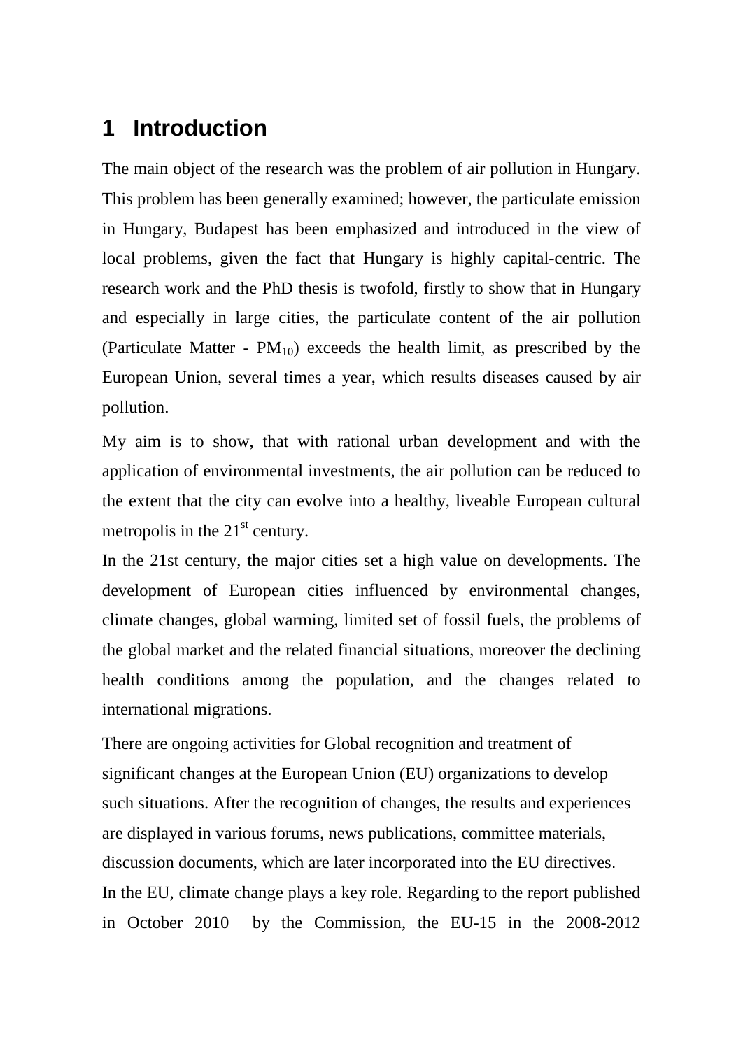# 1 Introduction

The main object of the research was the problem of air pollution in Hungary. This problem has been generally examined; however, the particulate emission in Hungary, Budapest has been emphasized and introduced in the view of local problems, given the fact that Hungary is highly capital-centric. The research work and the PhD thesis is twofold, firstly to show that in Hungary and especially in large cities, the particulate content of the air pollution (Particulate Matter - $PM_{10}$) exceeds the health limit, as prescribed by the European Union, several times a year, which results diseases caused by air pollution.

My aim is to show, that with rational urban development and with the application of environmental investments, the air pollution can be reduced to the extent that the city can evolve into a healthy, liveable European cultural metropolis in the 21$^{st}$ century.

In the 21st century, the major cities set a high value on developments. The development of European cities influenced by environmental changes, climate changes, global warming, limited set of fossil fuels, the problems of the global market and the related financial situations, moreover the declining health conditions among the population, and the changes related to international migrations.

There are ongoing activities for Global recognition and treatment of significant changes at the European Union (EU) organizations to develop such situations. After the recognition of changes, the results and experiences are displayed in various forums, news publications, committee materials, discussion documents, which are later incorporated into the EU directives.

In the EU, climate change plays a key role. Regarding to the report published in October 2010 by the Commission, the EU-15 in the 2008-2012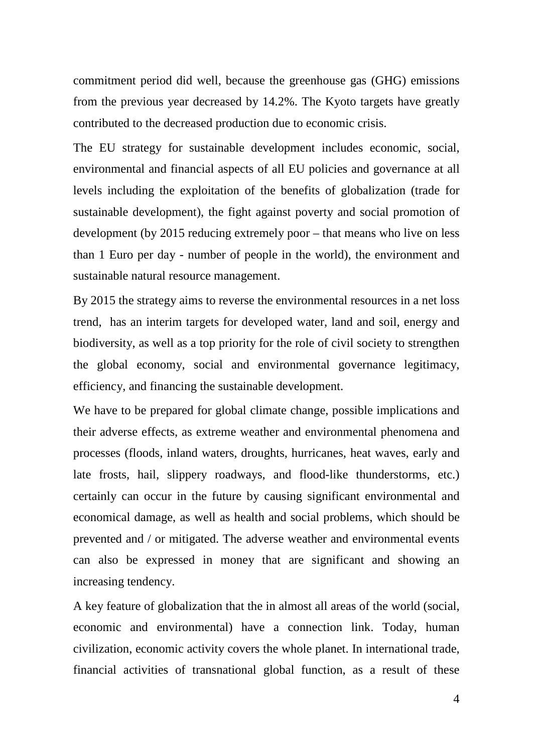commitment period did well, because the greenhouse gas (GHG) emissions from the previous year decreased by 14.2%. The Kyoto targets have greatly contributed to the decreased production due to economic crisis.

The EU strategy for sustainable development includes economic, social, environmental and financial aspects of all EU policies and governance at all levels including the exploitation of the benefits of globalization (trade for sustainable development), the fight against poverty and social promotion of development (by 2015 reducing extremely poor – that means who live on less than 1 Euro per day - number of people in the world), the environment and sustainable natural resource management.

By 2015 the strategy aims to reverse the environmental resources in a net loss trend, has an interim targets for developed water, land and soil, energy and biodiversity, as well as a top priority for the role of civil society to strengthen the global economy, social and environmental governance legitimacy, efficiency, and financing the sustainable development.

We have to be prepared for global climate change, possible implications and their adverse effects, as extreme weather and environmental phenomena and processes (floods, inland waters, droughts, hurricanes, heat waves, early and late frosts, hail, slippery roadways, and flood-like thunderstorms, etc.) certainly can occur in the future by causing significant environmental and economical damage, as well as health and social problems, which should be prevented and / or mitigated. The adverse weather and environmental events can also be expressed in money that are significant and showing an increasing tendency.

A key feature of globalization that the in almost all areas of the world (social, economic and environmental) have a connection link. Today, human civilization, economic activity covers the whole planet. In international trade, financial activities of transnational global function, as a result of these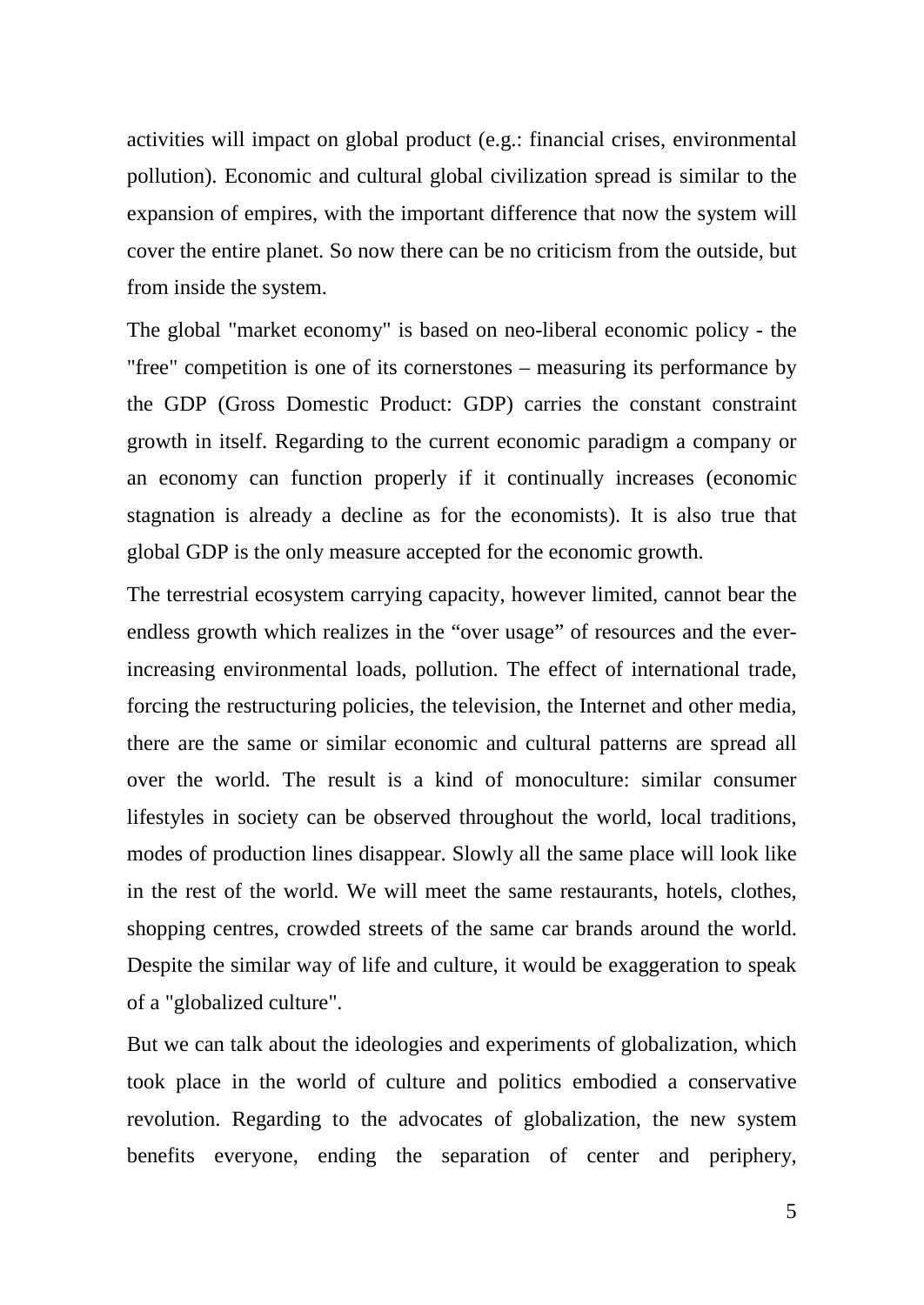activities will impact on global product (e.g.: financial crises, environmental pollution). Economic and cultural global civilization spread is similar to the expansion of empires, with the important difference that now the system will cover the entire planet. So now there can be no criticism from the outside, but from inside the system.

The global "market economy" is based on neo-liberal economic policy - the "free" competition is one of its cornerstones – measuring its performance by the GDP (Gross Domestic Product: GDP) carries the constant constraint growth in itself. Regarding to the current economic paradigm a company or an economy can function properly if it continually increases (economic stagnation is already a decline as for the economists). It is also true that global GDP is the only measure accepted for the economic growth.

The terrestrial ecosystem carrying capacity, however limited, cannot bear the endless growth which realizes in the "over usage" of resources and the ever-increasing environmental loads, pollution. The effect of international trade, forcing the restructuring policies, the television, the Internet and other media, there are the same or similar economic and cultural patterns are spread all over the world. The result is a kind of monoculture: similar consumer lifestyles in society can be observed throughout the world, local traditions, modes of production lines disappear. Slowly all the same place will look like in the rest of the world. We will meet the same restaurants, hotels, clothes, shopping centres, crowded streets of the same car brands around the world. Despite the similar way of life and culture, it would be exaggeration to speak of a "globalized culture".

But we can talk about the ideologies and experiments of globalization, which took place in the world of culture and politics embodied a conservative revolution. Regarding to the advocates of globalization, the new system benefits everyone, ending the separation of center and periphery,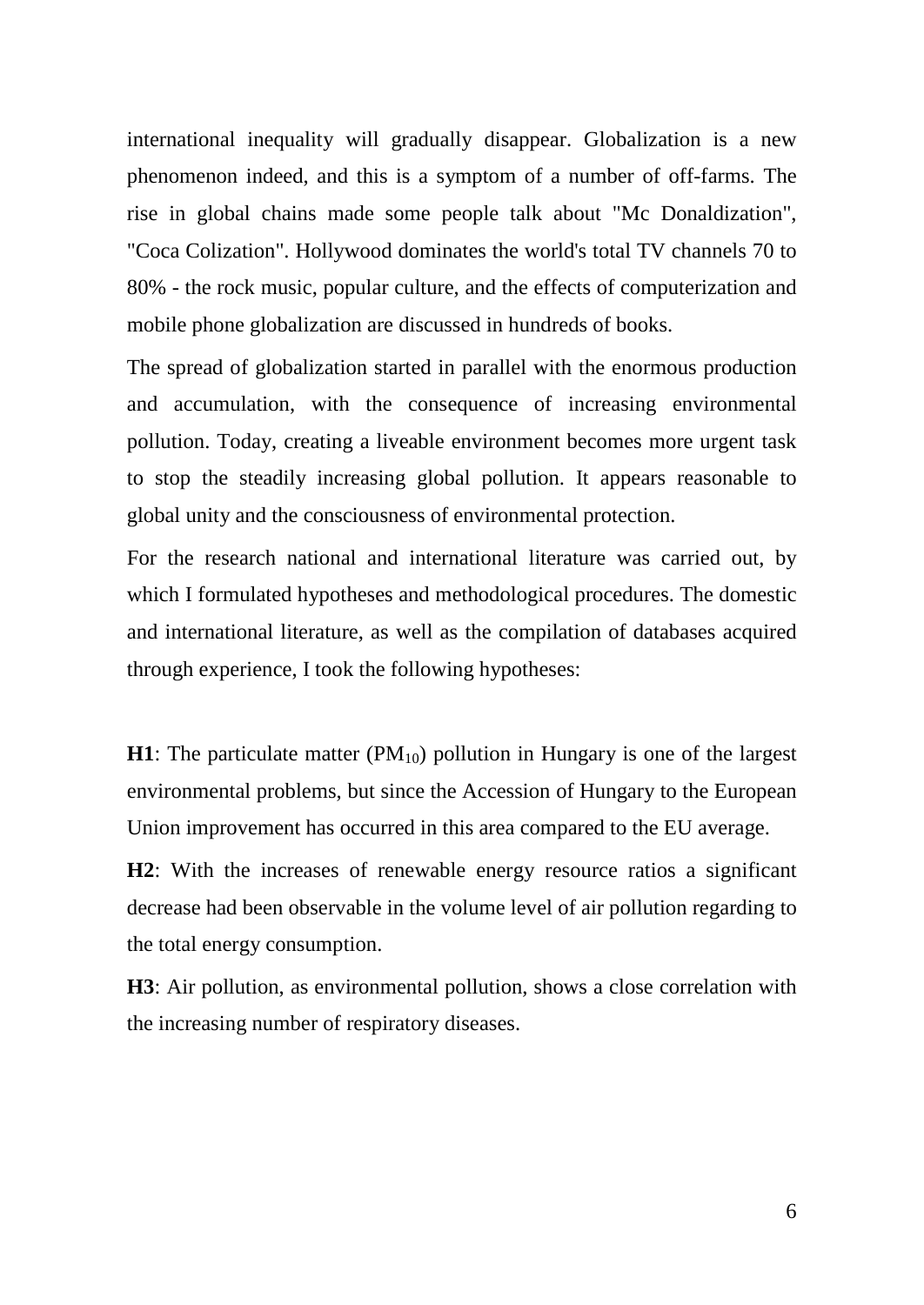international inequality will gradually disappear. Globalization is a new phenomenon indeed, and this is a symptom of a number of off-farms. The rise in global chains made some people talk about "Mc Donaldization", "Coca Colization". Hollywood dominates the world's total TV channels 70 to 80% - the rock music, popular culture, and the effects of computerization and mobile phone globalization are discussed in hundreds of books.

The spread of globalization started in parallel with the enormous production and accumulation, with the consequence of increasing environmental pollution. Today, creating a liveable environment becomes more urgent task to stop the steadily increasing global pollution. It appears reasonable to global unity and the consciousness of environmental protection.

For the research national and international literature was carried out, by which I formulated hypotheses and methodological procedures. The domestic and international literature, as well as the compilation of databases acquired through experience, I took the following hypotheses:

**H1**: The particulate matter ($PM_{10}$) pollution in Hungary is one of the largest environmental problems, but since the Accession of Hungary to the European Union improvement has occurred in this area compared to the EU average.

**H2**: With the increases of renewable energy resource ratios a significant decrease had been observable in the volume level of air pollution regarding to the total energy consumption.

**H3**: Air pollution, as environmental pollution, shows a close correlation with the increasing number of respiratory diseases.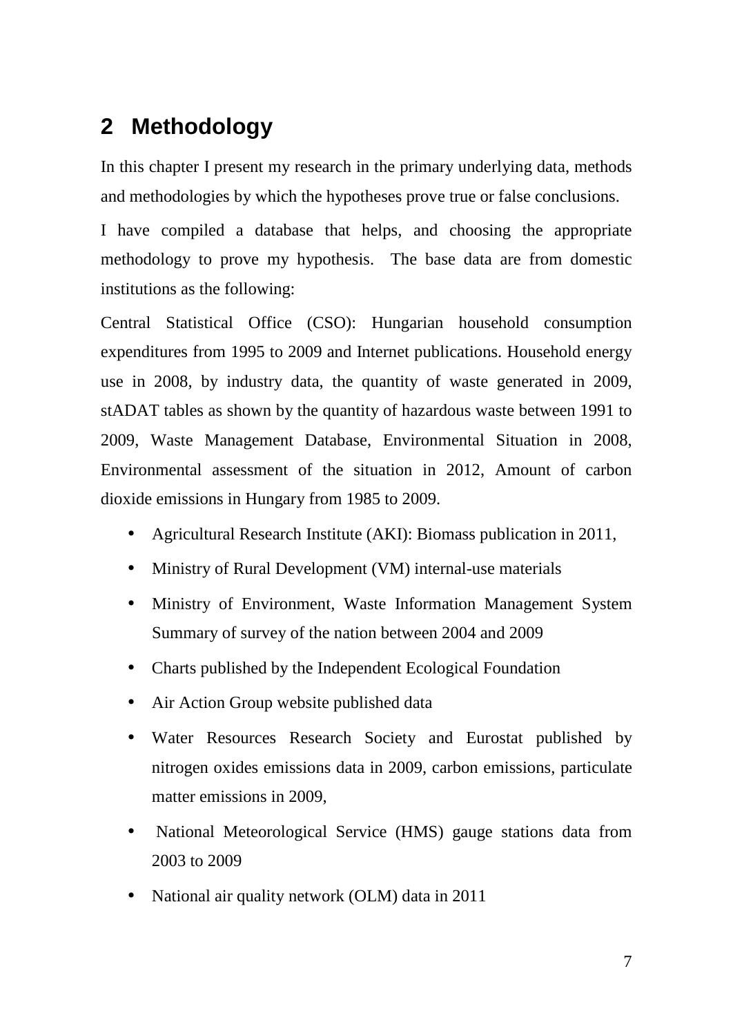## 2 Methodology

In this chapter I present my research in the primary underlying data, methods and methodologies by which the hypotheses prove true or false conclusions.

I have compiled a database that helps, and choosing the appropriate methodology to prove my hypothesis. The base data are from domestic institutions as the following:

Central Statistical Office (CSO): Hungarian household consumption expenditures from 1995 to 2009 and Internet publications. Household energy use in 2008, by industry data, the quantity of waste generated in 2009, stADAT tables as shown by the quantity of hazardous waste between 1991 to 2009, Waste Management Database, Environmental Situation in 2008, Environmental assessment of the situation in 2012, Amount of carbon dioxide emissions in Hungary from 1985 to 2009.

- Agricultural Research Institute (AKI): Biomass publication in 2011,
- Ministry of Rural Development (VM) internal-use materials
- Ministry of Environment, Waste Information Management System Summary of survey of the nation between 2004 and 2009
- Charts published by the Independent Ecological Foundation
- Air Action Group website published data
- Water Resources Research Society and Eurostat published by nitrogen oxides emissions data in 2009, carbon emissions, particulate matter emissions in 2009,
- National Meteorological Service (HMS) gauge stations data from 2003 to 2009
- National air quality network (OLM) data in 2011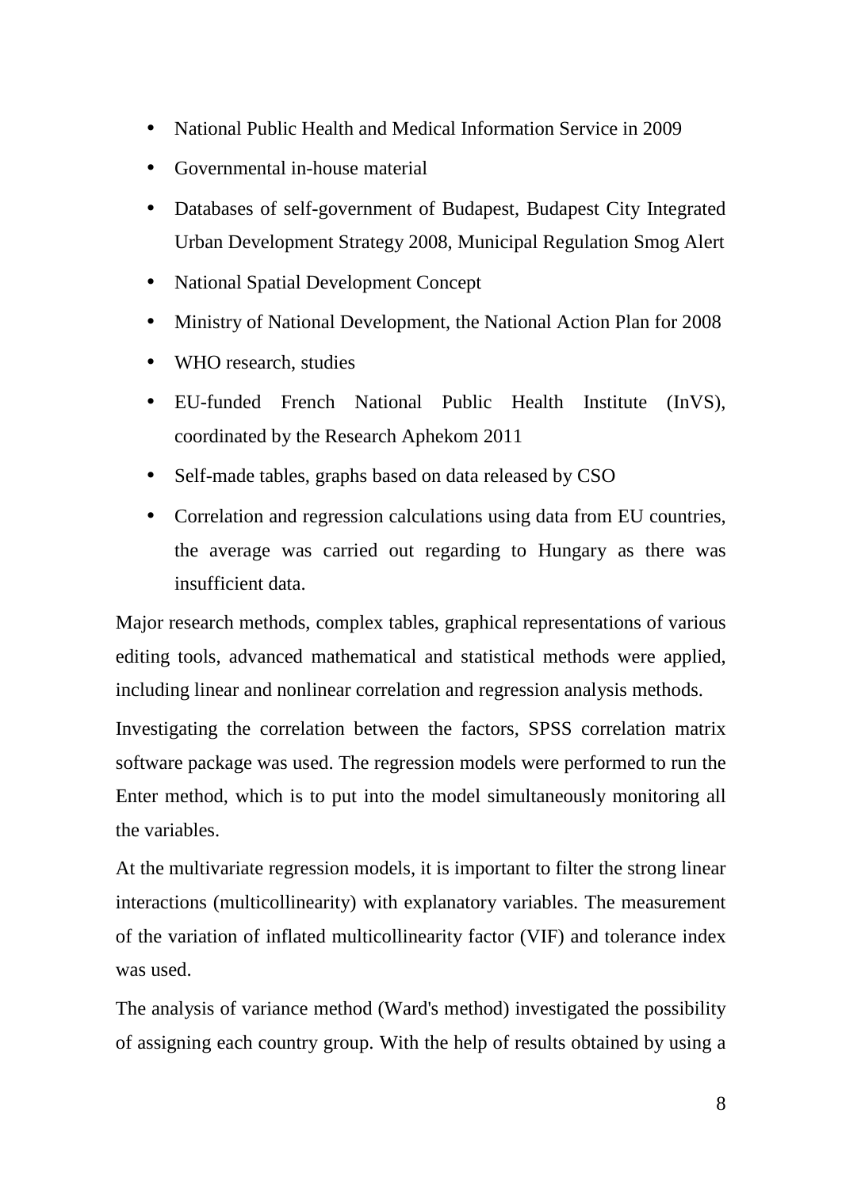- National Public Health and Medical Information Service in 2009
- Governmental in-house material
- Databases of self-government of Budapest, Budapest City Integrated Urban Development Strategy 2008, Municipal Regulation Smog Alert
- National Spatial Development Concept
- Ministry of National Development, the National Action Plan for 2008
- WHO research, studies
- EU-funded French National Public Health Institute (InVS), coordinated by the Research Aphekom 2011
- Self-made tables, graphs based on data released by CSO
- Correlation and regression calculations using data from EU countries, the average was carried out regarding to Hungary as there was insufficient data.

Major research methods, complex tables, graphical representations of various editing tools, advanced mathematical and statistical methods were applied, including linear and nonlinear correlation and regression analysis methods.

Investigating the correlation between the factors, SPSS correlation matrix software package was used. The regression models were performed to run the Enter method, which is to put into the model simultaneously monitoring all the variables.

At the multivariate regression models, it is important to filter the strong linear interactions (multicollinearity) with explanatory variables. The measurement of the variation of inflated multicollinearity factor (VIF) and tolerance index was used.

The analysis of variance method (Ward's method) investigated the possibility of assigning each country group. With the help of results obtained by using a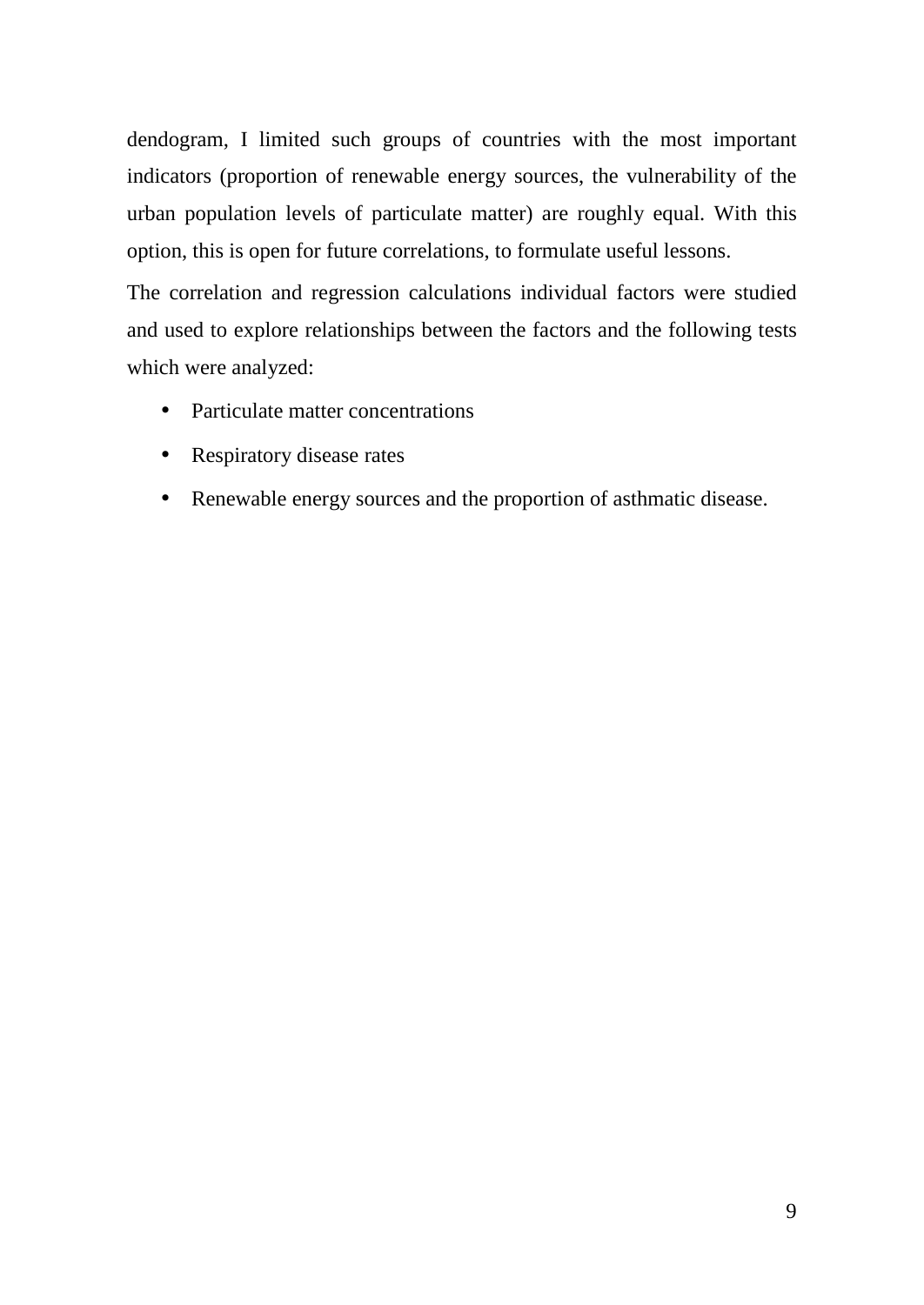dendogram, I limited such groups of countries with the most important indicators (proportion of renewable energy sources, the vulnerability of the urban population levels of particulate matter) are roughly equal. With this option, this is open for future correlations, to formulate useful lessons.

The correlation and regression calculations individual factors were studied and used to explore relationships between the factors and the following tests which were analyzed:

- Particulate matter concentrations
- Respiratory disease rates
- Renewable energy sources and the proportion of asthmatic disease.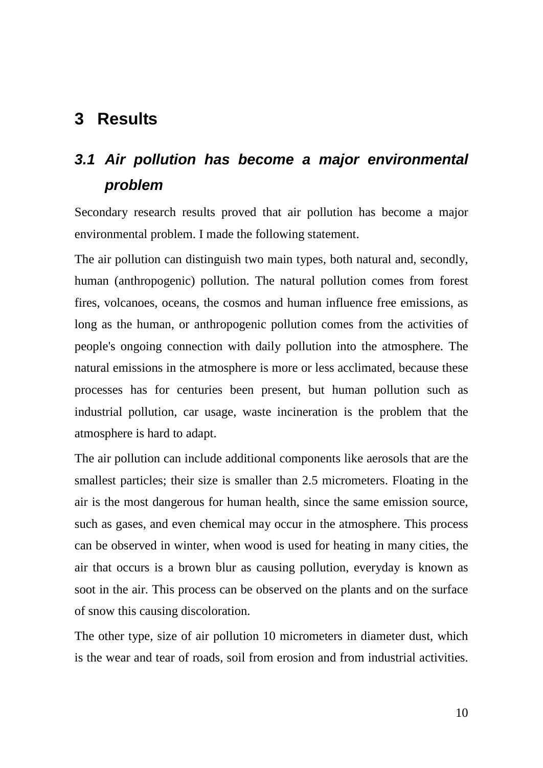# 3 Results

## *3.1 Air pollution has become a major environmental problem*

Secondary research results proved that air pollution has become a major environmental problem. I made the following statement.

The air pollution can distinguish two main types, both natural and, secondly, human (anthropogenic) pollution. The natural pollution comes from forest fires, volcanoes, oceans, the cosmos and human influence free emissions, as long as the human, or anthropogenic pollution comes from the activities of people's ongoing connection with daily pollution into the atmosphere. The natural emissions in the atmosphere is more or less acclimated, because these processes has for centuries been present, but human pollution such as industrial pollution, car usage, waste incineration is the problem that the atmosphere is hard to adapt.

The air pollution can include additional components like aerosols that are the smallest particles; their size is smaller than 2.5 micrometers. Floating in the air is the most dangerous for human health, since the same emission source, such as gases, and even chemical may occur in the atmosphere. This process can be observed in winter, when wood is used for heating in many cities, the air that occurs is a brown blur as causing pollution, everyday is known as soot in the air. This process can be observed on the plants and on the surface of snow this causing discoloration.

The other type, size of air pollution 10 micrometers in diameter dust, which is the wear and tear of roads, soil from erosion and from industrial activities.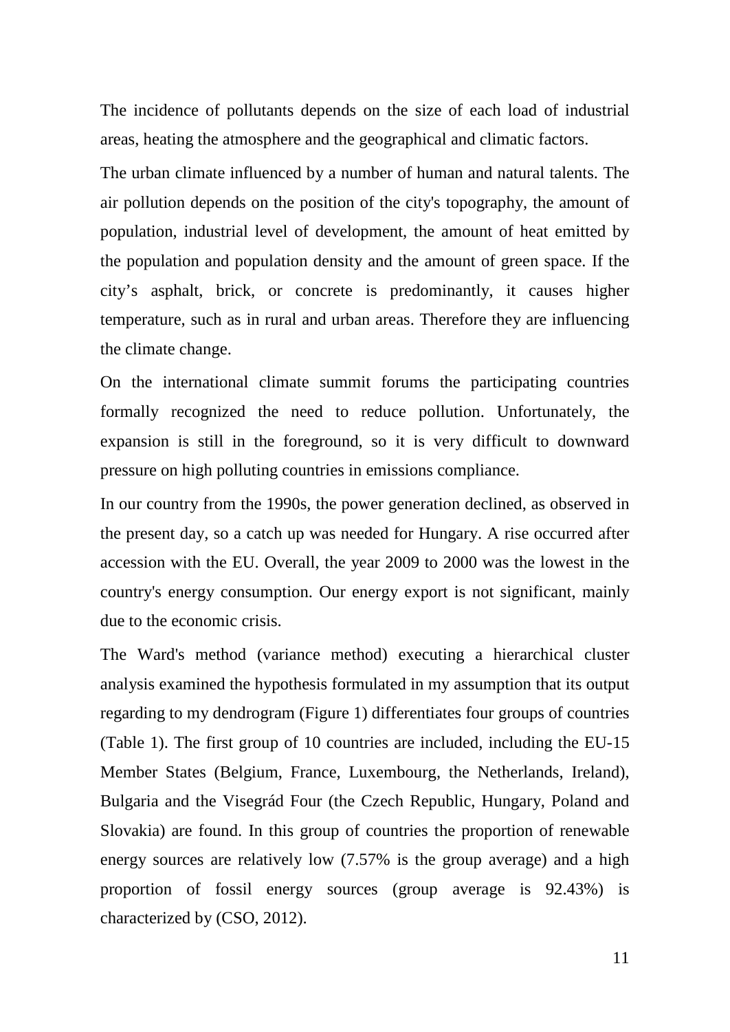The incidence of pollutants depends on the size of each load of industrial areas, heating the atmosphere and the geographical and climatic factors.

The urban climate influenced by a number of human and natural talents. The air pollution depends on the position of the city's topography, the amount of population, industrial level of development, the amount of heat emitted by the population and population density and the amount of green space. If the city's asphalt, brick, or concrete is predominantly, it causes higher temperature, such as in rural and urban areas. Therefore they are influencing the climate change.

On the international climate summit forums the participating countries formally recognized the need to reduce pollution. Unfortunately, the expansion is still in the foreground, so it is very difficult to downward pressure on high polluting countries in emissions compliance.

In our country from the 1990s, the power generation declined, as observed in the present day, so a catch up was needed for Hungary. A rise occurred after accession with the EU. Overall, the year 2009 to 2000 was the lowest in the country's energy consumption. Our energy export is not significant, mainly due to the economic crisis.

The Ward's method (variance method) executing a hierarchical cluster analysis examined the hypothesis formulated in my assumption that its output regarding to my dendrogram (Figure 1) differentiates four groups of countries (Table 1). The first group of 10 countries are included, including the EU-15 Member States (Belgium, France, Luxembourg, the Netherlands, Ireland), Bulgaria and the Visegrád Four (the Czech Republic, Hungary, Poland and Slovakia) are found. In this group of countries the proportion of renewable energy sources are relatively low (7.57% is the group average) and a high proportion of fossil energy sources (group average is 92.43%) is characterized by (CSO, 2012).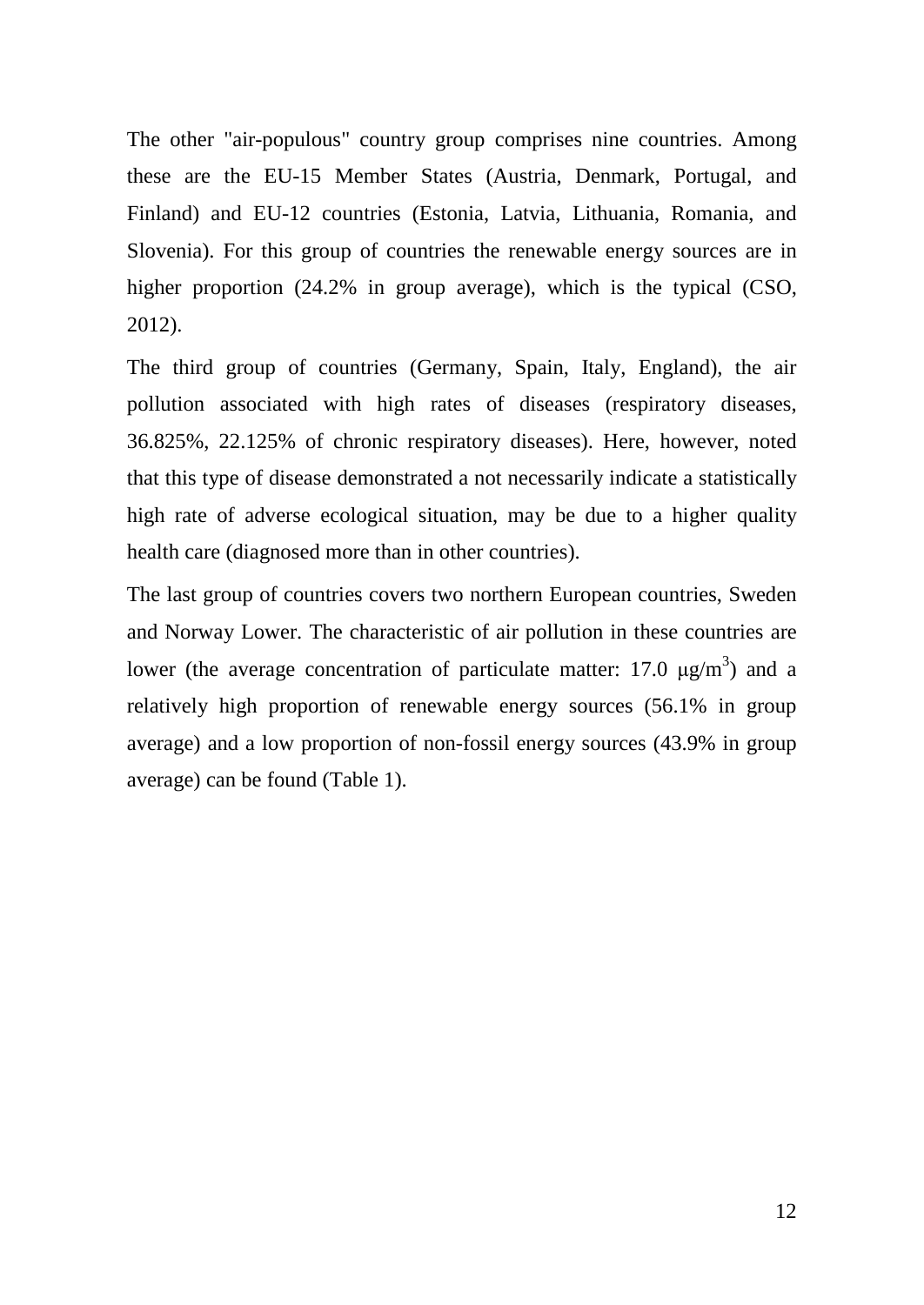The other "air-populous" country group comprises nine countries. Among these are the EU-15 Member States (Austria, Denmark, Portugal, and Finland) and EU-12 countries (Estonia, Latvia, Lithuania, Romania, and Slovenia). For this group of countries the renewable energy sources are in higher proportion (24.2% in group average), which is the typical (CSO, 2012).

The third group of countries (Germany, Spain, Italy, England), the air pollution associated with high rates of diseases (respiratory diseases, 36.825%, 22.125% of chronic respiratory diseases). Here, however, noted that this type of disease demonstrated a not necessarily indicate a statistically high rate of adverse ecological situation, may be due to a higher quality health care (diagnosed more than in other countries).

The last group of countries covers two northern European countries, Sweden and Norway Lower. The characteristic of air pollution in these countries are lower (the average concentration of particulate matter: 17.0 $\mu g/m^3$) and a relatively high proportion of renewable energy sources (56.1% in group average) and a low proportion of non-fossil energy sources (43.9% in group average) can be found (Table 1).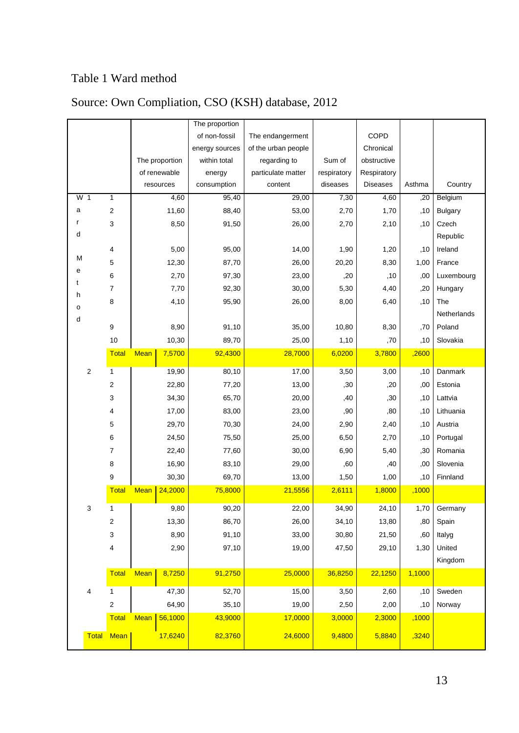Table 1 Ward method

Source: Own Compliation, CSO (KSH) database, 2012

| Ward Method | | | The proportion of renewable resources | The proportion of non-fossil energy sources within total energy consumption | The endangerment of the urban people regarding to particulate matter content | Sum of respiratory diseases | COPD Chronical obstructive Respiratory Diseases | Asthma | Country |
|---|---|---|---|---|---|---|---|---|---|
| 1 | 1 | | 4,60 | 95,40 | 29,00 | 7,30 | 4,60 | ,20 | Belgium |
| | 2 | | 11,60 | 88,40 | 53,00 | 2,70 | 1,70 | ,10 | Bulgary |
| | 3 | | 8,50 | 91,50 | 26,00 | 2,70 | 2,10 | ,10 | Czech Republic |
| | 4 | | 5,00 | 95,00 | 14,00 | 1,90 | 1,20 | ,10 | Ireland |
| | 5 | | 12,30 | 87,70 | 26,00 | 20,20 | 8,30 | 1,00 | France |
| | 6 | | 2,70 | 97,30 | 23,00 | ,20 | ,10 | ,00 | Luxembourg |
| | 7 | | 7,70 | 92,30 | 30,00 | 5,30 | 4,40 | ,20 | Hungary |
| | 8 | | 4,10 | 95,90 | 26,00 | 8,00 | 6,40 | ,10 | The Netherlands |
| | 9 | | 8,90 | 91,10 | 35,00 | 10,80 | 8,30 | ,70 | Poland |
| | 10 | | 10,30 | 89,70 | 25,00 | 1,10 | ,70 | ,10 | Slovakia |
| | Total | Mean | 7,5700 | 92,4300 | 28,7000 | 6,0200 | 3,7800 | ,2600 | |
| 2 | 1 | | 19,90 | 80,10 | 17,00 | 3,50 | 3,00 | ,10 | Danmark |
| | 2 | | 22,80 | 77,20 | 13,00 | ,30 | ,20 | ,00 | Estonia |
| | 3 | | 34,30 | 65,70 | 20,00 | ,40 | ,30 | ,10 | Lattvia |
| | 4 | | 17,00 | 83,00 | 23,00 | ,90 | ,80 | ,10 | Lithuania |
| | 5 | | 29,70 | 70,30 | 24,00 | 2,90 | 2,40 | ,10 | Austria |
| | 6 | | 24,50 | 75,50 | 25,00 | 6,50 | 2,70 | ,10 | Portugal |
| | 7 | | 22,40 | 77,60 | 30,00 | 6,90 | 5,40 | ,30 | Romania |
| | 8 | | 16,90 | 83,10 | 29,00 | ,60 | ,40 | ,00 | Slovenia |
| | 9 | | 30,30 | 69,70 | 13,00 | 1,50 | 1,00 | ,10 | Finnland |
| | Total | Mean | 24,2000 | 75,8000 | 21,5556 | 2,6111 | 1,8000 | ,1000 | |
| 3 | 1 | | 9,80 | 90,20 | 22,00 | 34,90 | 24,10 | 1,70 | Germany |
| | 2 | | 13,30 | 86,70 | 26,00 | 34,10 | 13,80 | ,80 | Spain |
| | 3 | | 8,90 | 91,10 | 33,00 | 30,80 | 21,50 | ,60 | Italyg |
| | 4 | | 2,90 | 97,10 | 19,00 | 47,50 | 29,10 | 1,30 | United Kingdom |
| | Total | Mean | 8,7250 | 91,2750 | 25,0000 | 36,8250 | 22,1250 | 1,1000 | |
| 4 | 1 | | 47,30 | 52,70 | 15,00 | 3,50 | 2,60 | ,10 | Sweden |
| | 2 | | 64,90 | 35,10 | 19,00 | 2,50 | 2,00 | ,10 | Norway |
| | Total | Mean | 56,1000 | 43,9000 | 17,0000 | 3,0000 | 2,3000 | ,1000 | |
| Total | Mean | | 17,6240 | 82,3760 | 24,6000 | 9,4800 | 5,8840 | ,3240 | |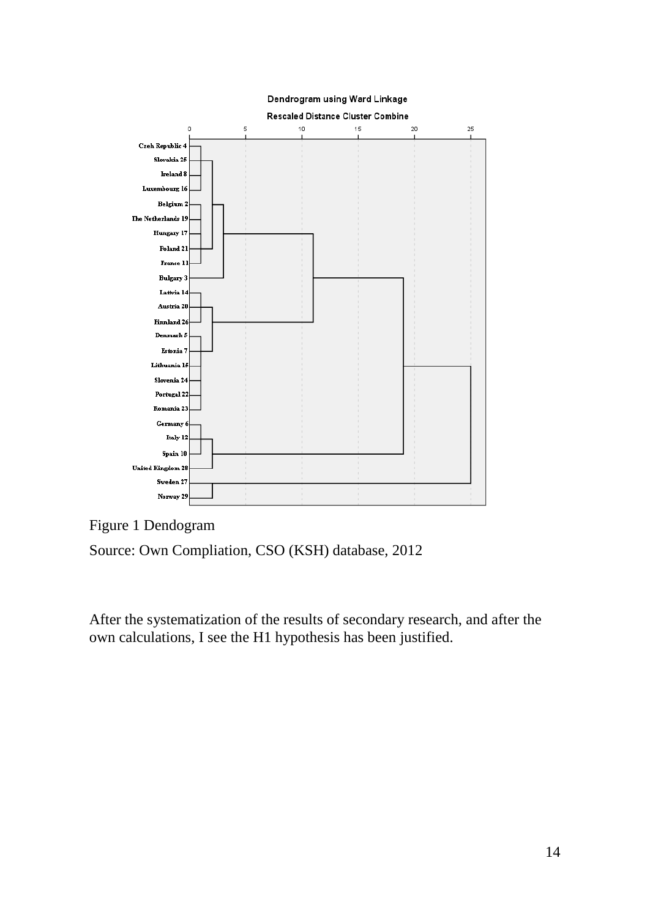Figure 1 Dendogram

Source: Own Compliation, CSO (KSH) database, 2012

After the systematization of the results of secondary research, and after the own calculations, I see the H1 hypothesis has been justified.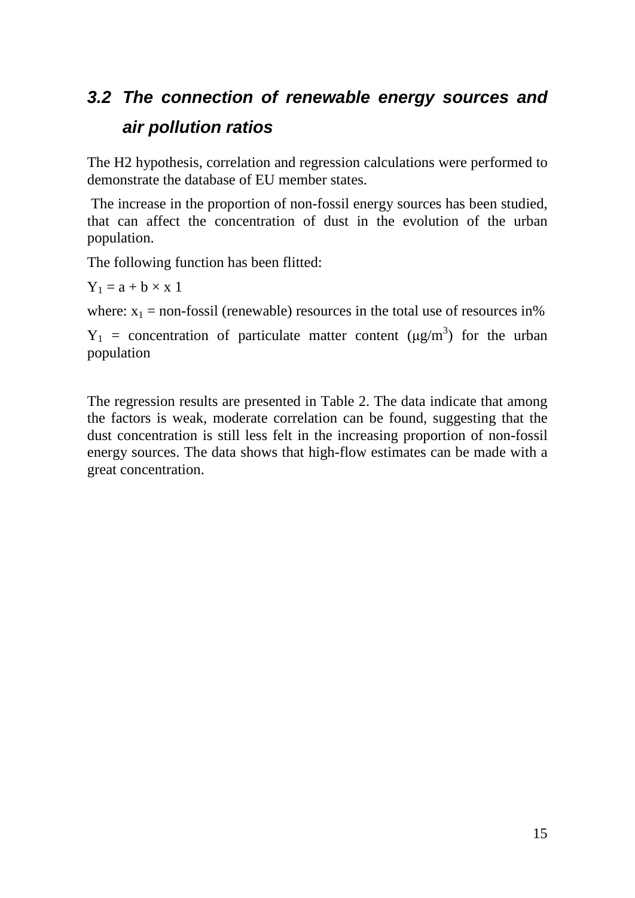## *3.2 The connection of renewable energy sources and air pollution ratios*

The H2 hypothesis, correlation and regression calculations were performed to demonstrate the database of EU member states.

The increase in the proportion of non-fossil energy sources has been studied, that can affect the concentration of dust in the evolution of the urban population.

The following function has been flitted:

$Y_1 = a + b \times x\ 1$

where: $x_1$ = non-fossil (renewable) resources in the total use of resources in%

$Y_1$ = concentration of particulate matter content ($\mu g/m^3$) for the urban population

The regression results are presented in Table 2. The data indicate that among the factors is weak, moderate correlation can be found, suggesting that the dust concentration is still less felt in the increasing proportion of non-fossil energy sources. The data shows that high-flow estimates can be made with a great concentration.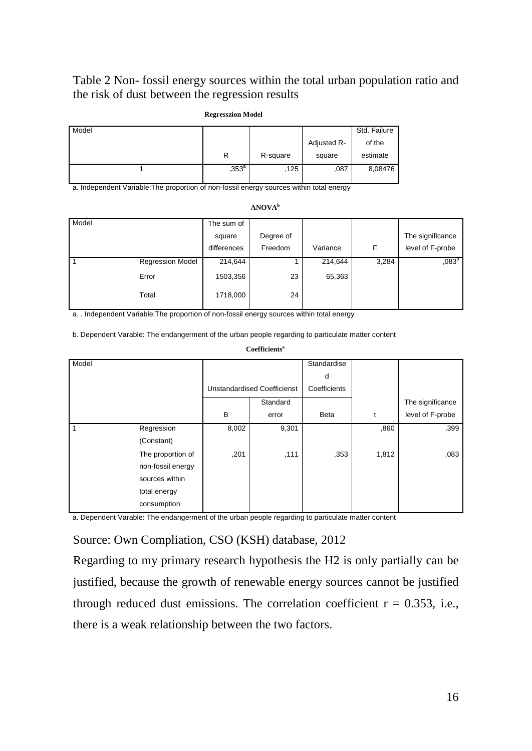Table 2 Non- fossil energy sources within the total urban population ratio and the risk of dust between the regression results

**Regresszion Model**

| Model | R | R-square | Adjusted R-square | Std. Failure of the estimate |
|---|---|---|---|---|
| 1 | ,353[a] | ,125 | ,087 | 8,08476 |

a. Independent Variable:The proportion of non-fossil energy sources within total energy

**ANOVA[b]**

| Model | | The sum of square differences | Degree of Freedom | Variance | F | The significance level of F-probe |
|---|---|---|---|---|---|---|
| 1 | Regression Model | 214,644 | 1 | 214,644 | 3,284 | ,083[a] |
| | Error | 1503,356 | 23 | 65,363 | | |
| | Total | 1718,000 | 24 | | | |

a. . Independent Variable:The proportion of non-fossil energy sources within total energy

b. Dependent Varable: The endangerment of the urban people regarding to particulate matter content

**Coefficients[a]**

| Model | | Unstandardised Coefficienst | | Standardised Coefficients | | |
|---|---|---|---|---|---|---|
| | | B | Standard error | Beta | t | The significance level of F-probe |
| 1 | Regression (Constant) | 8,002 | 9,301 | | ,860 | ,399 |
| | The proportion of non-fossil energy sources within total energy consumption | ,201 | ,111 | ,353 | 1,812 | ,083 |

a. Dependent Varable: The endangerment of the urban people regarding to particulate matter content

Source: Own Compliation, CSO (KSH) database, 2012

Regarding to my primary research hypothesis the H2 is only partially can be justified, because the growth of renewable energy sources cannot be justified through reduced dust emissions. The correlation coefficient $r = 0.353$, i.e., there is a weak relationship between the two factors.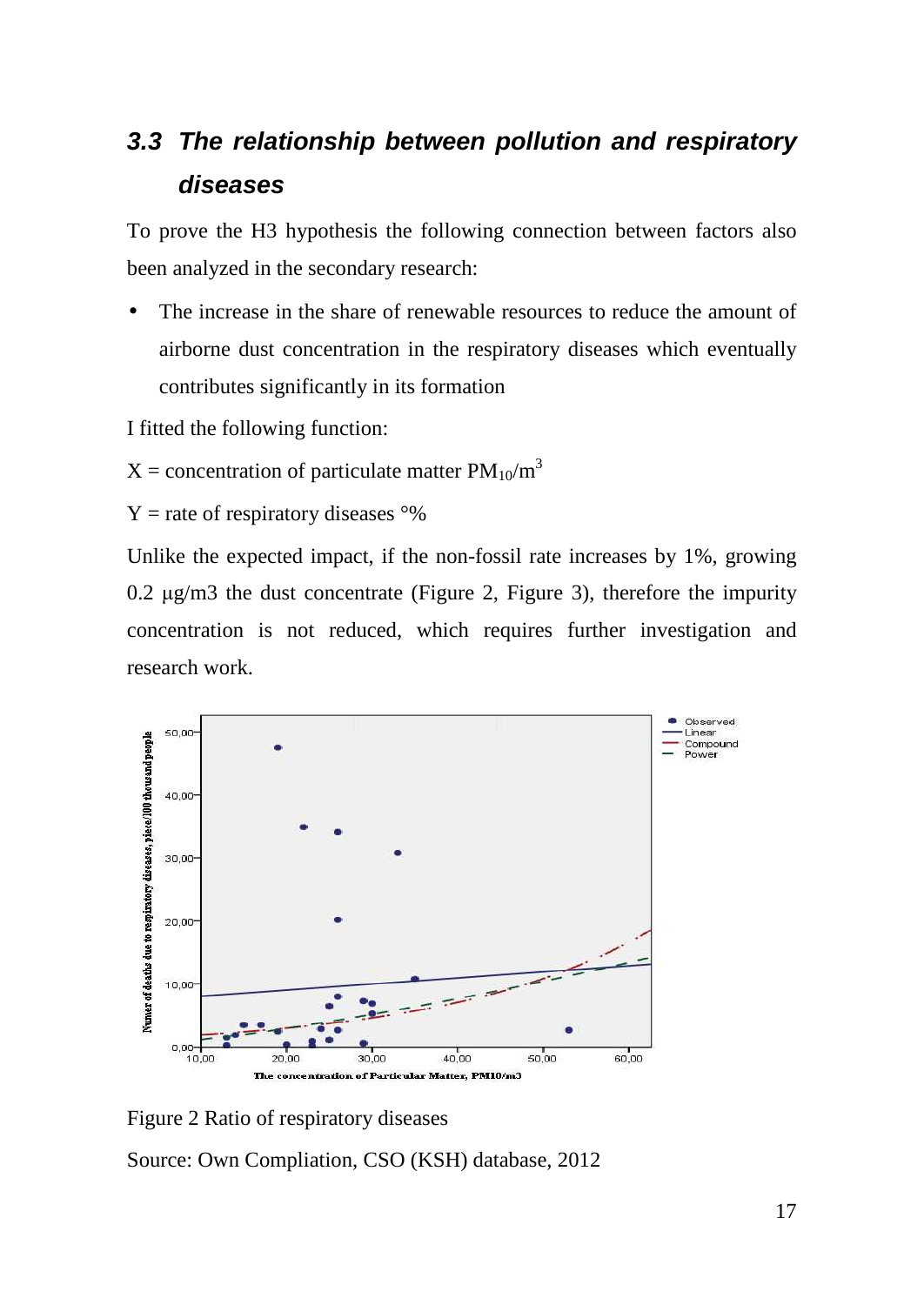## 3.3 The relationship between pollution and respiratory diseases

To prove the H3 hypothesis the following connection between factors also been analyzed in the secondary research:

- The increase in the share of renewable resources to reduce the amount of airborne dust concentration in the respiratory diseases which eventually contributes significantly in its formation

I fitted the following function:

X = concentration of particulate matter $PM_{10}/m^3$

Y = rate of respiratory diseases °%

Unlike the expected impact, if the non-fossil rate increases by 1%, growing 0.2 μg/m3 the dust concentrate (Figure 2, Figure 3), therefore the impurity concentration is not reduced, which requires further investigation and research work.

Figure 2 Ratio of respiratory diseases

Source: Own Compliation, CSO (KSH) database, 2012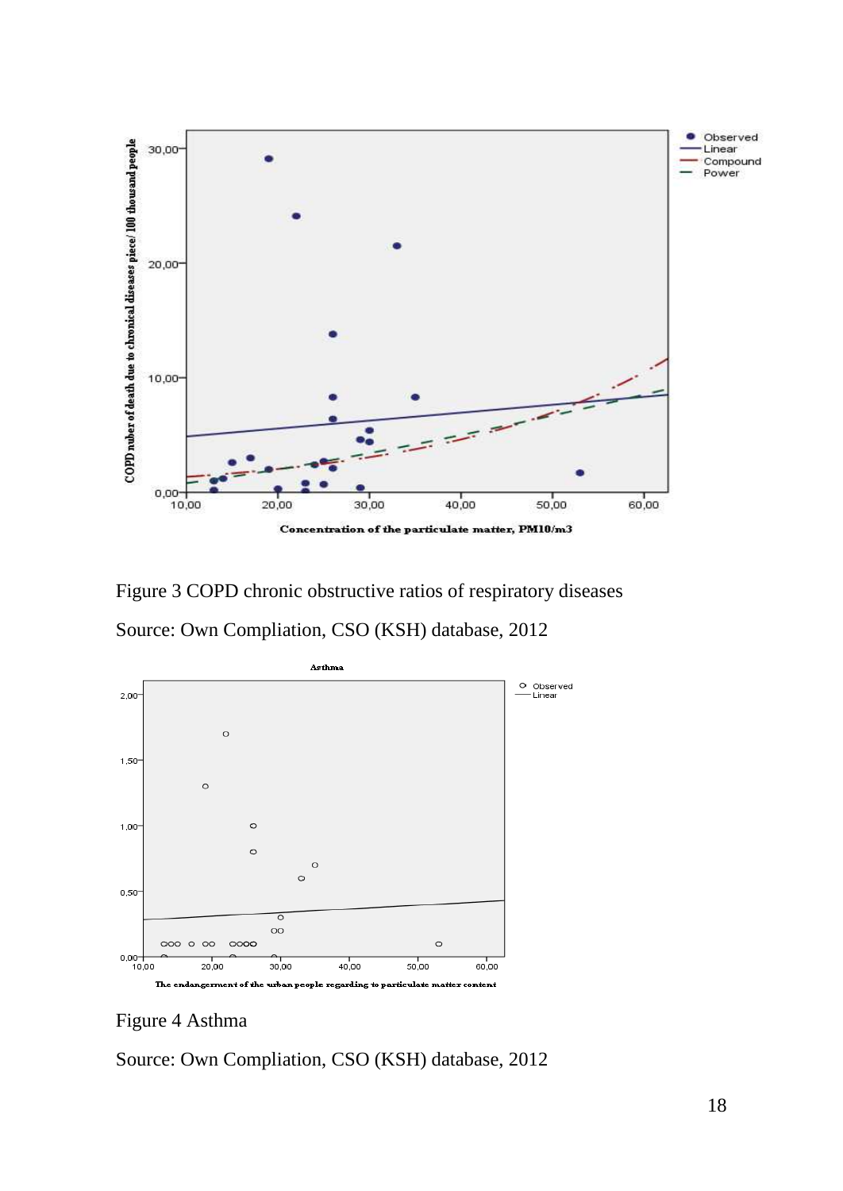Figure 3 COPD chronic obstructive ratios of respiratory diseases

Source: Own Compliation, CSO (KSH) database, 2012

Figure 4 Asthma

Source: Own Compliation, CSO (KSH) database, 2012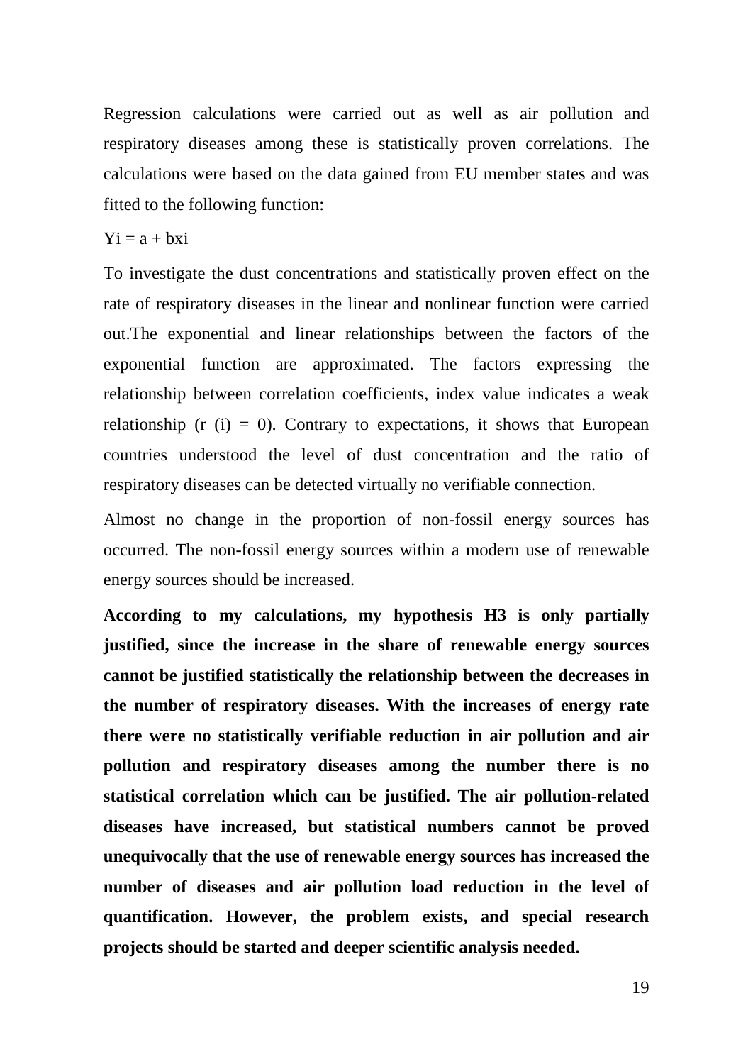Regression calculations were carried out as well as air pollution and respiratory diseases among these is statistically proven correlations. The calculations were based on the data gained from EU member states and was fitted to the following function:

$Yi = a + bxi$

To investigate the dust concentrations and statistically proven effect on the rate of respiratory diseases in the linear and nonlinear function were carried out.The exponential and linear relationships between the factors of the exponential function are approximated. The factors expressing the relationship between correlation coefficients, index value indicates a weak relationship (r (i) = 0). Contrary to expectations, it shows that European countries understood the level of dust concentration and the ratio of respiratory diseases can be detected virtually no verifiable connection.

Almost no change in the proportion of non-fossil energy sources has occurred. The non-fossil energy sources within a modern use of renewable energy sources should be increased.

**According to my calculations, my hypothesis H3 is only partially justified, since the increase in the share of renewable energy sources cannot be justified statistically the relationship between the decreases in the number of respiratory diseases. With the increases of energy rate there were no statistically verifiable reduction in air pollution and air pollution and respiratory diseases among the number there is no statistical correlation which can be justified. The air pollution-related diseases have increased, but statistical numbers cannot be proved unequivocally that the use of renewable energy sources has increased the number of diseases and air pollution load reduction in the level of quantification. However, the problem exists, and special research projects should be started and deeper scientific analysis needed.**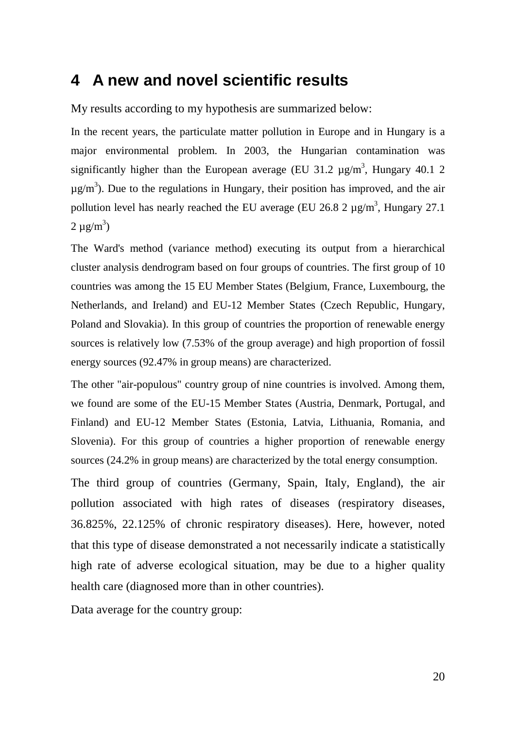# 4 A new and novel scientific results

My results according to my hypothesis are summarized below:

In the recent years, the particulate matter pollution in Europe and in Hungary is a major environmental problem. In 2003, the Hungarian contamination was significantly higher than the European average (EU 31.2 μg/m$^3$, Hungary 40.1 2 μg/m$^3$). Due to the regulations in Hungary, their position has improved, and the air pollution level has nearly reached the EU average (EU 26.8 2 μg/m$^3$, Hungary 27.1 2 μg/m$^3$)

The Ward's method (variance method) executing its output from a hierarchical cluster analysis dendrogram based on four groups of countries. The first group of 10 countries was among the 15 EU Member States (Belgium, France, Luxembourg, the Netherlands, and Ireland) and EU-12 Member States (Czech Republic, Hungary, Poland and Slovakia). In this group of countries the proportion of renewable energy sources is relatively low (7.53% of the group average) and high proportion of fossil energy sources (92.47% in group means) are characterized.

The other "air-populous" country group of nine countries is involved. Among them, we found are some of the EU-15 Member States (Austria, Denmark, Portugal, and Finland) and EU-12 Member States (Estonia, Latvia, Lithuania, Romania, and Slovenia). For this group of countries a higher proportion of renewable energy sources (24.2% in group means) are characterized by the total energy consumption.

The third group of countries (Germany, Spain, Italy, England), the air pollution associated with high rates of diseases (respiratory diseases, 36.825%, 22.125% of chronic respiratory diseases). Here, however, noted that this type of disease demonstrated a not necessarily indicate a statistically high rate of adverse ecological situation, may be due to a higher quality health care (diagnosed more than in other countries).

Data average for the country group: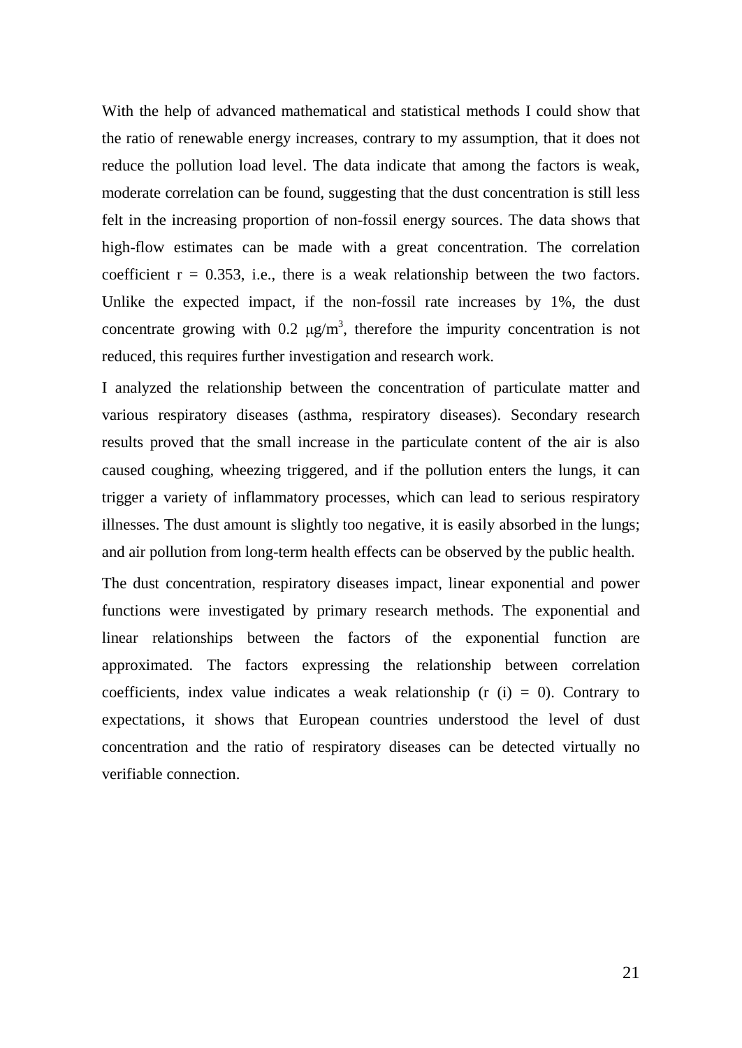With the help of advanced mathematical and statistical methods I could show that the ratio of renewable energy increases, contrary to my assumption, that it does not reduce the pollution load level. The data indicate that among the factors is weak, moderate correlation can be found, suggesting that the dust concentration is still less felt in the increasing proportion of non-fossil energy sources. The data shows that high-flow estimates can be made with a great concentration. The correlation coefficient $r = 0.353$, i.e., there is a weak relationship between the two factors. Unlike the expected impact, if the non-fossil rate increases by 1%, the dust concentrate growing with 0.2 $\mu g/m^3$, therefore the impurity concentration is not reduced, this requires further investigation and research work.

I analyzed the relationship between the concentration of particulate matter and various respiratory diseases (asthma, respiratory diseases). Secondary research results proved that the small increase in the particulate content of the air is also caused coughing, wheezing triggered, and if the pollution enters the lungs, it can trigger a variety of inflammatory processes, which can lead to serious respiratory illnesses. The dust amount is slightly too negative, it is easily absorbed in the lungs; and air pollution from long-term health effects can be observed by the public health.

The dust concentration, respiratory diseases impact, linear exponential and power functions were investigated by primary research methods. The exponential and linear relationships between the factors of the exponential function are approximated. The factors expressing the relationship between correlation coefficients, index value indicates a weak relationship ($r$ (i) = 0). Contrary to expectations, it shows that European countries understood the level of dust concentration and the ratio of respiratory diseases can be detected virtually no verifiable connection.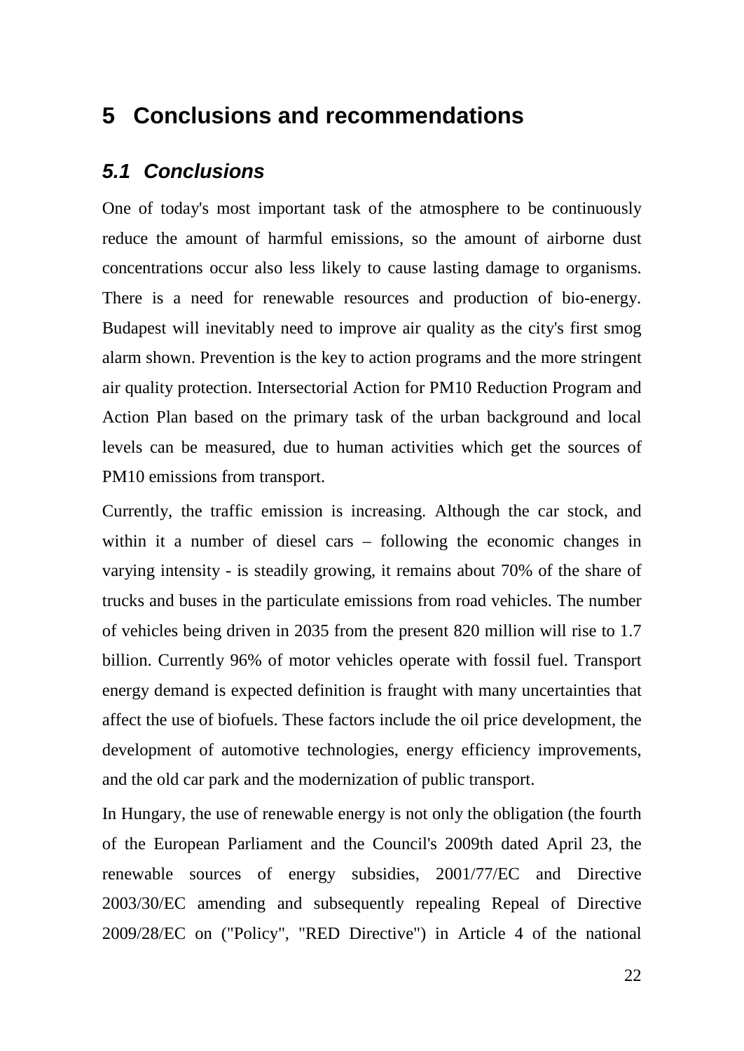# 5 Conclusions and recommendations

## 5.1 Conclusions

One of today's most important task of the atmosphere to be continuously reduce the amount of harmful emissions, so the amount of airborne dust concentrations occur also less likely to cause lasting damage to organisms. There is a need for renewable resources and production of bio-energy. Budapest will inevitably need to improve air quality as the city's first smog alarm shown. Prevention is the key to action programs and the more stringent air quality protection. Intersectorial Action for PM10 Reduction Program and Action Plan based on the primary task of the urban background and local levels can be measured, due to human activities which get the sources of PM10 emissions from transport.

Currently, the traffic emission is increasing. Although the car stock, and within it a number of diesel cars – following the economic changes in varying intensity - is steadily growing, it remains about 70% of the share of trucks and buses in the particulate emissions from road vehicles. The number of vehicles being driven in 2035 from the present 820 million will rise to 1.7 billion. Currently 96% of motor vehicles operate with fossil fuel. Transport energy demand is expected definition is fraught with many uncertainties that affect the use of biofuels. These factors include the oil price development, the development of automotive technologies, energy efficiency improvements, and the old car park and the modernization of public transport.

In Hungary, the use of renewable energy is not only the obligation (the fourth of the European Parliament and the Council's 2009th dated April 23, the renewable sources of energy subsidies, 2001/77/EC and Directive 2003/30/EC amending and subsequently repealing Repeal of Directive 2009/28/EC on ("Policy", "RED Directive") in Article 4 of the national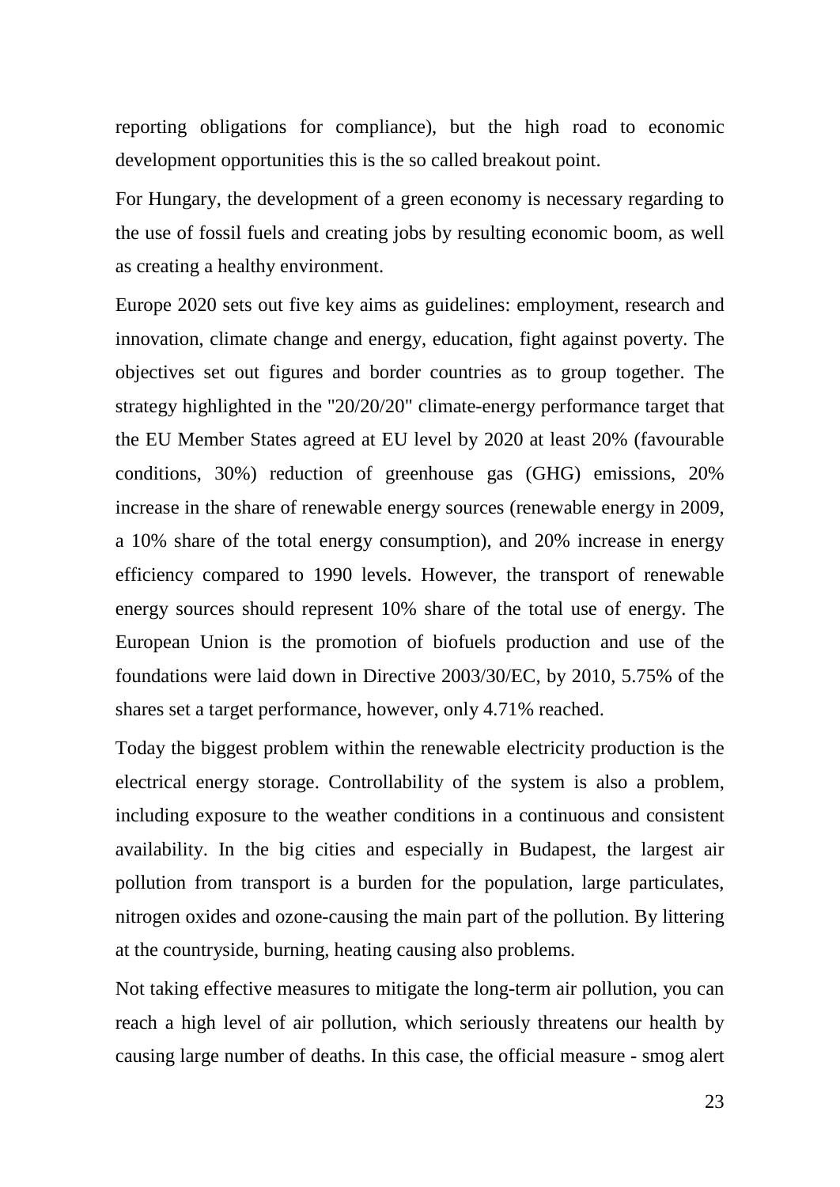reporting obligations for compliance), but the high road to economic development opportunities this is the so called breakout point.

For Hungary, the development of a green economy is necessary regarding to the use of fossil fuels and creating jobs by resulting economic boom, as well as creating a healthy environment.

Europe 2020 sets out five key aims as guidelines: employment, research and innovation, climate change and energy, education, fight against poverty. The objectives set out figures and border countries as to group together. The strategy highlighted in the "20/20/20" climate-energy performance target that the EU Member States agreed at EU level by 2020 at least 20% (favourable conditions, 30%) reduction of greenhouse gas (GHG) emissions, 20% increase in the share of renewable energy sources (renewable energy in 2009, a 10% share of the total energy consumption), and 20% increase in energy efficiency compared to 1990 levels. However, the transport of renewable energy sources should represent 10% share of the total use of energy. The European Union is the promotion of biofuels production and use of the foundations were laid down in Directive 2003/30/EC, by 2010, 5.75% of the shares set a target performance, however, only 4.71% reached.

Today the biggest problem within the renewable electricity production is the electrical energy storage. Controllability of the system is also a problem, including exposure to the weather conditions in a continuous and consistent availability. In the big cities and especially in Budapest, the largest air pollution from transport is a burden for the population, large particulates, nitrogen oxides and ozone-causing the main part of the pollution. By littering at the countryside, burning, heating causing also problems.

Not taking effective measures to mitigate the long-term air pollution, you can reach a high level of air pollution, which seriously threatens our health by causing large number of deaths. In this case, the official measure - smog alert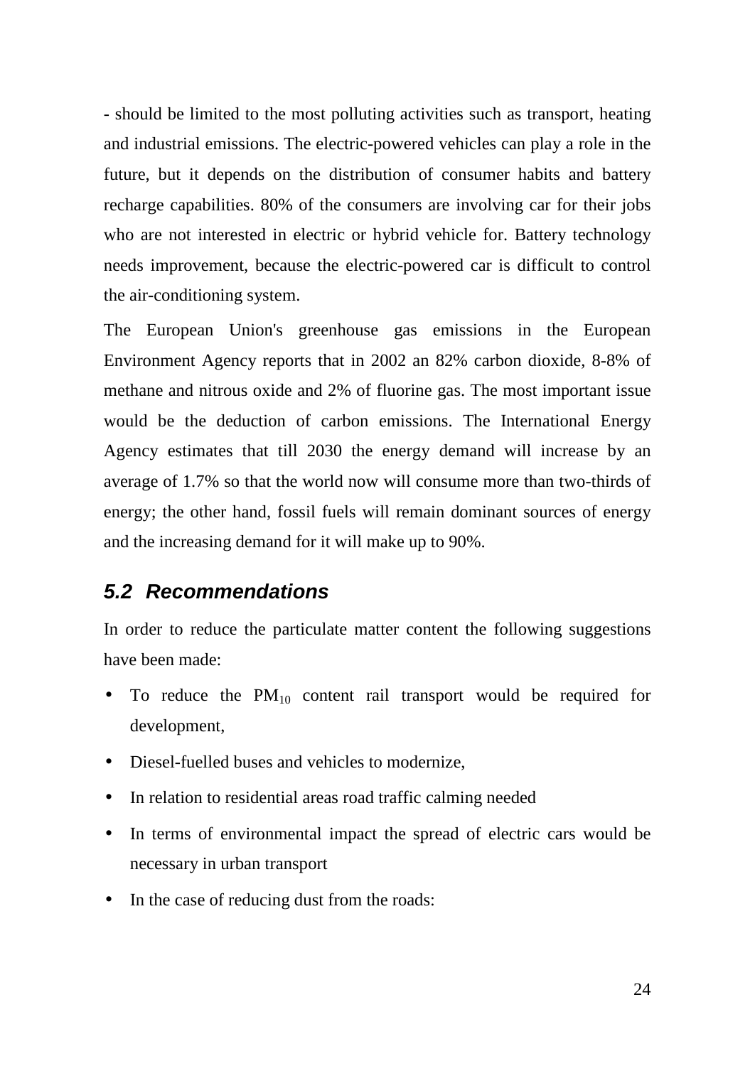- should be limited to the most polluting activities such as transport, heating and industrial emissions. The electric-powered vehicles can play a role in the future, but it depends on the distribution of consumer habits and battery recharge capabilities. 80% of the consumers are involving car for their jobs who are not interested in electric or hybrid vehicle for. Battery technology needs improvement, because the electric-powered car is difficult to control the air-conditioning system.

The European Union's greenhouse gas emissions in the European Environment Agency reports that in 2002 an 82% carbon dioxide, 8-8% of methane and nitrous oxide and 2% of fluorine gas. The most important issue would be the deduction of carbon emissions. The International Energy Agency estimates that till 2030 the energy demand will increase by an average of 1.7% so that the world now will consume more than two-thirds of energy; the other hand, fossil fuels will remain dominant sources of energy and the increasing demand for it will make up to 90%.

## 5.2 Recommendations

In order to reduce the particulate matter content the following suggestions have been made:

- To reduce the $PM_{10}$ content rail transport would be required for development,
- Diesel-fuelled buses and vehicles to modernize,
- In relation to residential areas road traffic calming needed
- In terms of environmental impact the spread of electric cars would be necessary in urban transport
- In the case of reducing dust from the roads: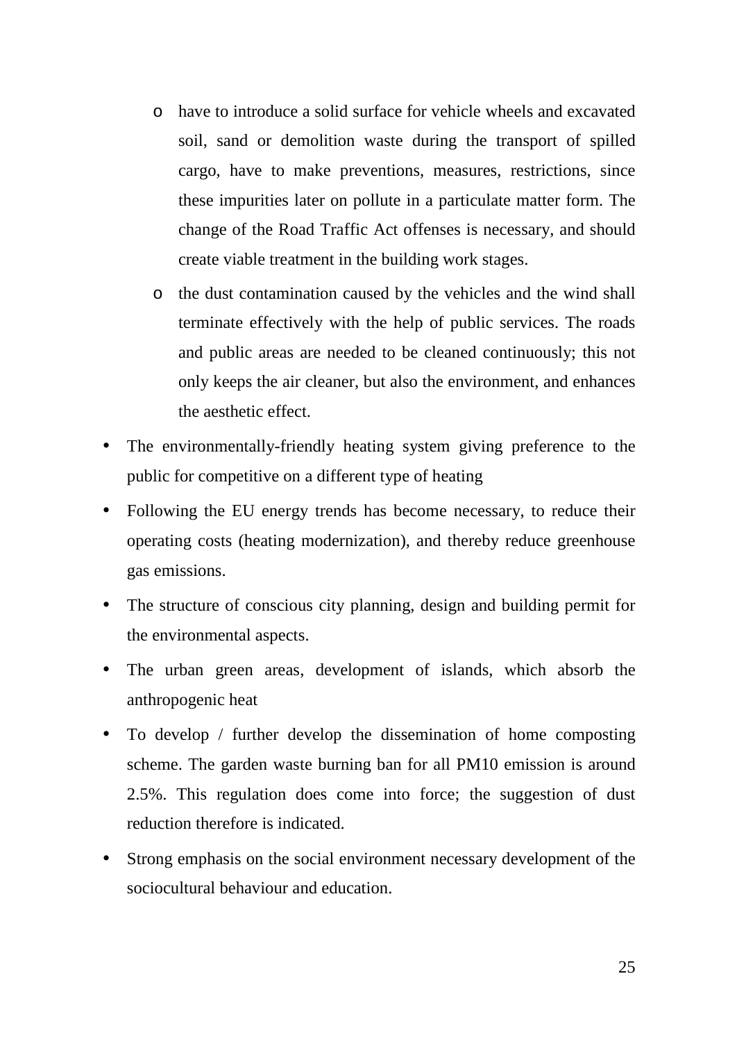- have to introduce a solid surface for vehicle wheels and excavated soil, sand or demolition waste during the transport of spilled cargo, have to make preventions, measures, restrictions, since these impurities later on pollute in a particulate matter form. The change of the Road Traffic Act offenses is necessary, and should create viable treatment in the building work stages.
  - the dust contamination caused by the vehicles and the wind shall terminate effectively with the help of public services. The roads and public areas are needed to be cleaned continuously; this not only keeps the air cleaner, but also the environment, and enhances the aesthetic effect.

- The environmentally-friendly heating system giving preference to the public for competitive on a different type of heating
- Following the EU energy trends has become necessary, to reduce their operating costs (heating modernization), and thereby reduce greenhouse gas emissions.
- The structure of conscious city planning, design and building permit for the environmental aspects.
- The urban green areas, development of islands, which absorb the anthropogenic heat
- To develop / further develop the dissemination of home composting scheme. The garden waste burning ban for all PM10 emission is around 2.5%. This regulation does come into force; the suggestion of dust reduction therefore is indicated.
- Strong emphasis on the social environment necessary development of the sociocultural behaviour and education.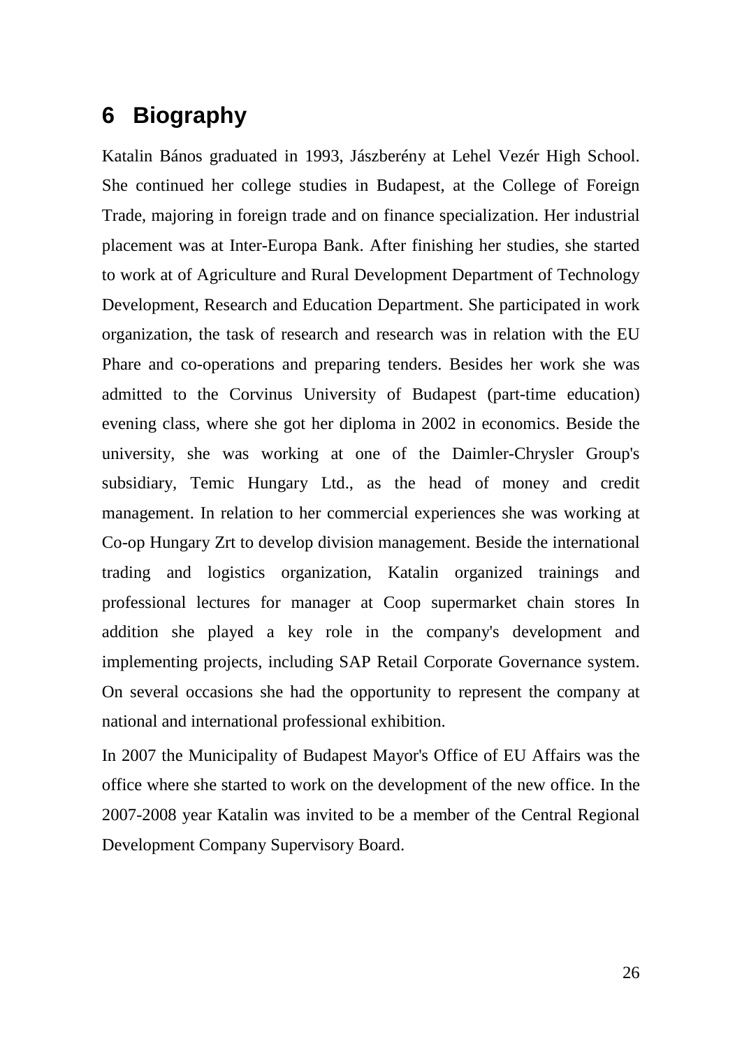# 6 Biography

Katalin Bános graduated in 1993, Jászberény at Lehel Vezér High School. She continued her college studies in Budapest, at the College of Foreign Trade, majoring in foreign trade and on finance specialization. Her industrial placement was at Inter-Europa Bank. After finishing her studies, she started to work at of Agriculture and Rural Development Department of Technology Development, Research and Education Department. She participated in work organization, the task of research and research was in relation with the EU Phare and co-operations and preparing tenders. Besides her work she was admitted to the Corvinus University of Budapest (part-time education) evening class, where she got her diploma in 2002 in economics. Beside the university, she was working at one of the Daimler-Chrysler Group's subsidiary, Temic Hungary Ltd., as the head of money and credit management. In relation to her commercial experiences she was working at Co-op Hungary Zrt to develop division management. Beside the international trading and logistics organization, Katalin organized trainings and professional lectures for manager at Coop supermarket chain stores In addition she played a key role in the company's development and implementing projects, including SAP Retail Corporate Governance system. On several occasions she had the opportunity to represent the company at national and international professional exhibition.

In 2007 the Municipality of Budapest Mayor's Office of EU Affairs was the office where she started to work on the development of the new office. In the 2007-2008 year Katalin was invited to be a member of the Central Regional Development Company Supervisory Board.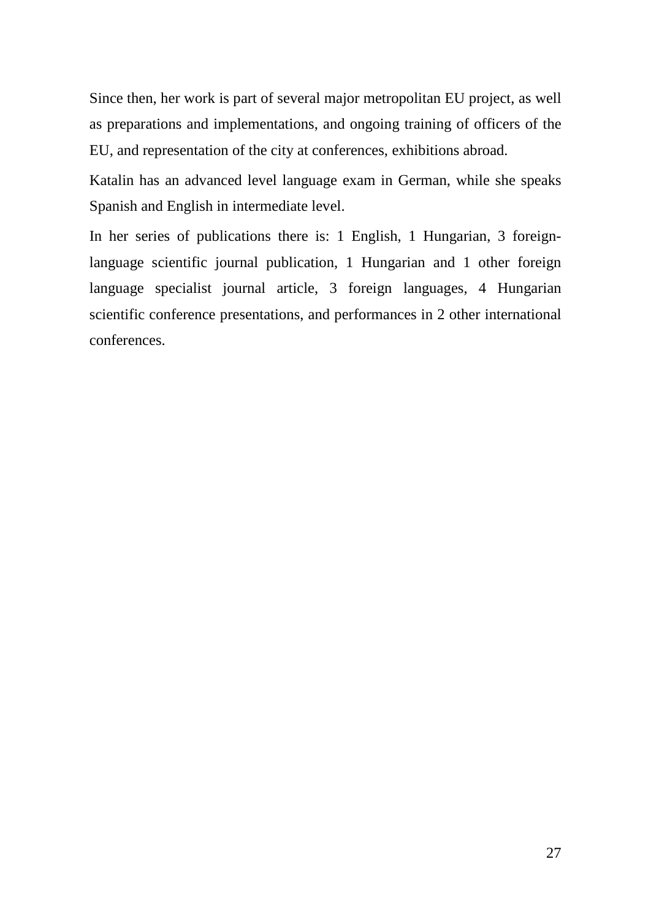Since then, her work is part of several major metropolitan EU project, as well as preparations and implementations, and ongoing training of officers of the EU, and representation of the city at conferences, exhibitions abroad.

Katalin has an advanced level language exam in German, while she speaks Spanish and English in intermediate level.

In her series of publications there is: 1 English, 1 Hungarian, 3 foreign-language scientific journal publication, 1 Hungarian and 1 other foreign language specialist journal article, 3 foreign languages, 4 Hungarian scientific conference presentations, and performances in 2 other international conferences.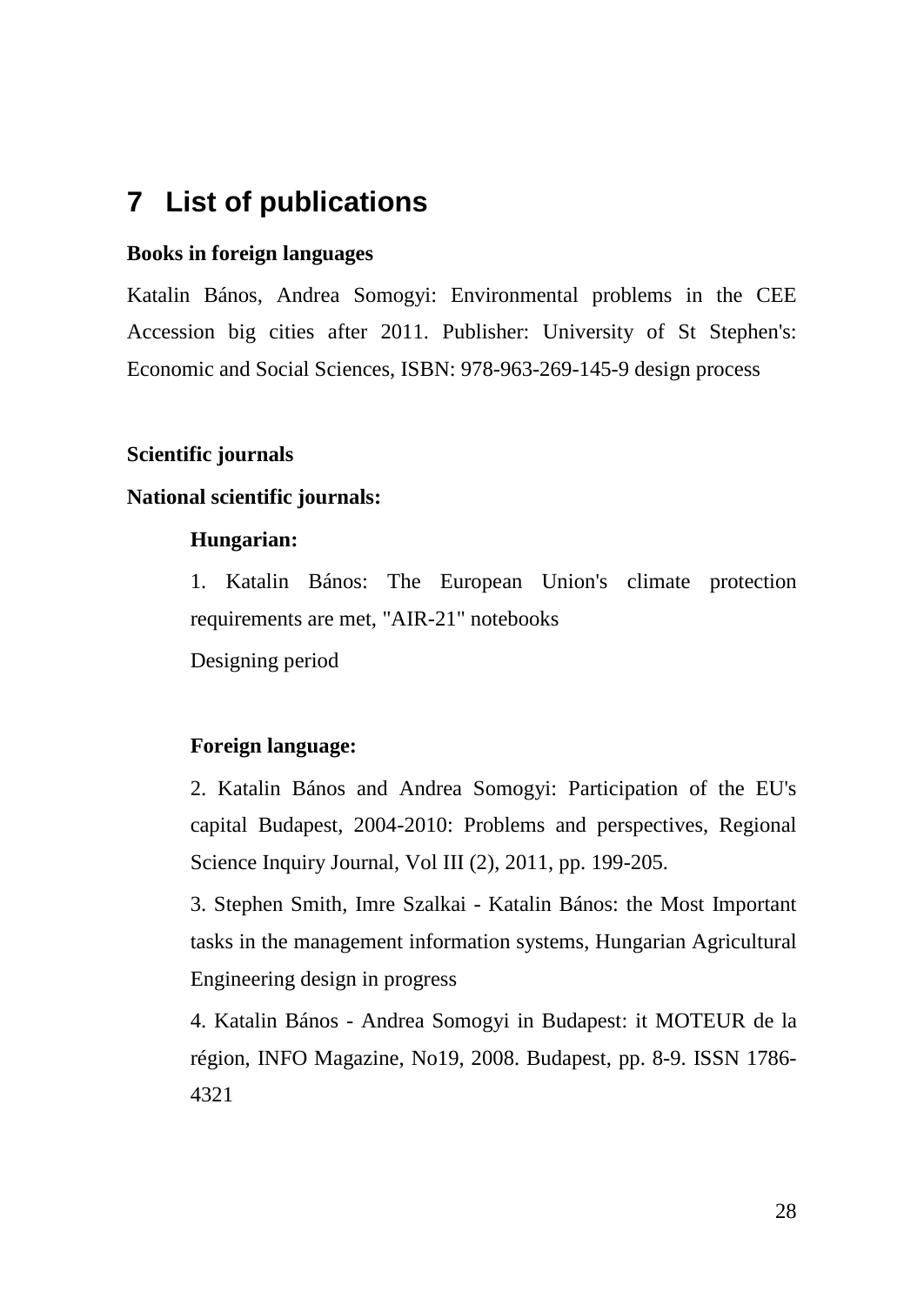# 7 List of publications

**Books in foreign languages**

Katalin Bános, Andrea Somogyi: Environmental problems in the CEE Accession big cities after 2011. Publisher: University of St Stephen's: Economic and Social Sciences, ISBN: 978-963-269-145-9 design process

**Scientific journals**

**National scientific journals:**

**Hungarian:**

1. Katalin Bános: The European Union's climate protection requirements are met, "AIR-21" notebooks

Designing period

**Foreign language:**

2. Katalin Bános and Andrea Somogyi: Participation of the EU's capital Budapest, 2004-2010: Problems and perspectives, Regional Science Inquiry Journal, Vol III (2), 2011, pp. 199-205.

3. Stephen Smith, Imre Szalkai - Katalin Bános: the Most Important tasks in the management information systems, Hungarian Agricultural Engineering design in progress

4. Katalin Bános - Andrea Somogyi in Budapest: it MOTEUR de la région, INFO Magazine, No19, 2008. Budapest, pp. 8-9. ISSN 1786-4321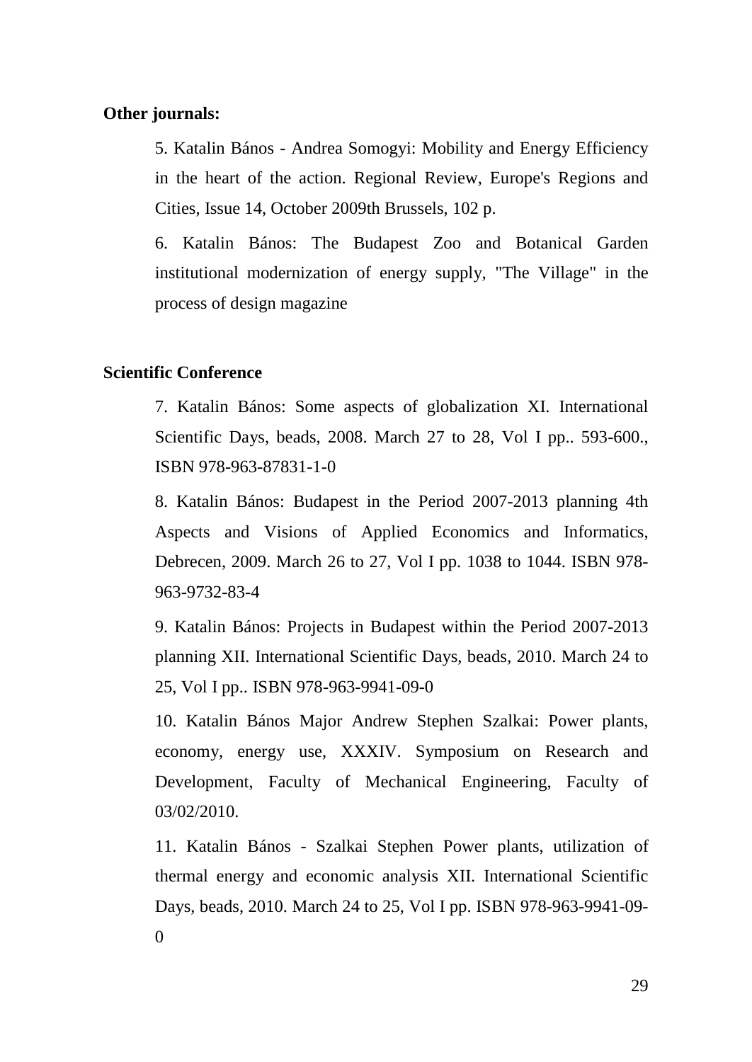**Other journals:**

5. Katalin Bános - Andrea Somogyi: Mobility and Energy Efficiency in the heart of the action. Regional Review, Europe's Regions and Cities, Issue 14, October 2009th Brussels, 102 p.

6. Katalin Bános: The Budapest Zoo and Botanical Garden institutional modernization of energy supply, "The Village" in the process of design magazine

**Scientific Conference**

7. Katalin Bános: Some aspects of globalization XI. International Scientific Days, beads, 2008. March 27 to 28, Vol I pp.. 593-600., ISBN 978-963-87831-1-0

8. Katalin Bános: Budapest in the Period 2007-2013 planning 4th Aspects and Visions of Applied Economics and Informatics, Debrecen, 2009. March 26 to 27, Vol I pp. 1038 to 1044. ISBN 978-963-9732-83-4

9. Katalin Bános: Projects in Budapest within the Period 2007-2013 planning XII. International Scientific Days, beads, 2010. March 24 to 25, Vol I pp.. ISBN 978-963-9941-09-0

10. Katalin Bános Major Andrew Stephen Szalkai: Power plants, economy, energy use, XXXIV. Symposium on Research and Development, Faculty of Mechanical Engineering, Faculty of 03/02/2010.

11. Katalin Bános - Szalkai Stephen Power plants, utilization of thermal energy and economic analysis XII. International Scientific Days, beads, 2010. March 24 to 25, Vol I pp. ISBN 978-963-9941-09-0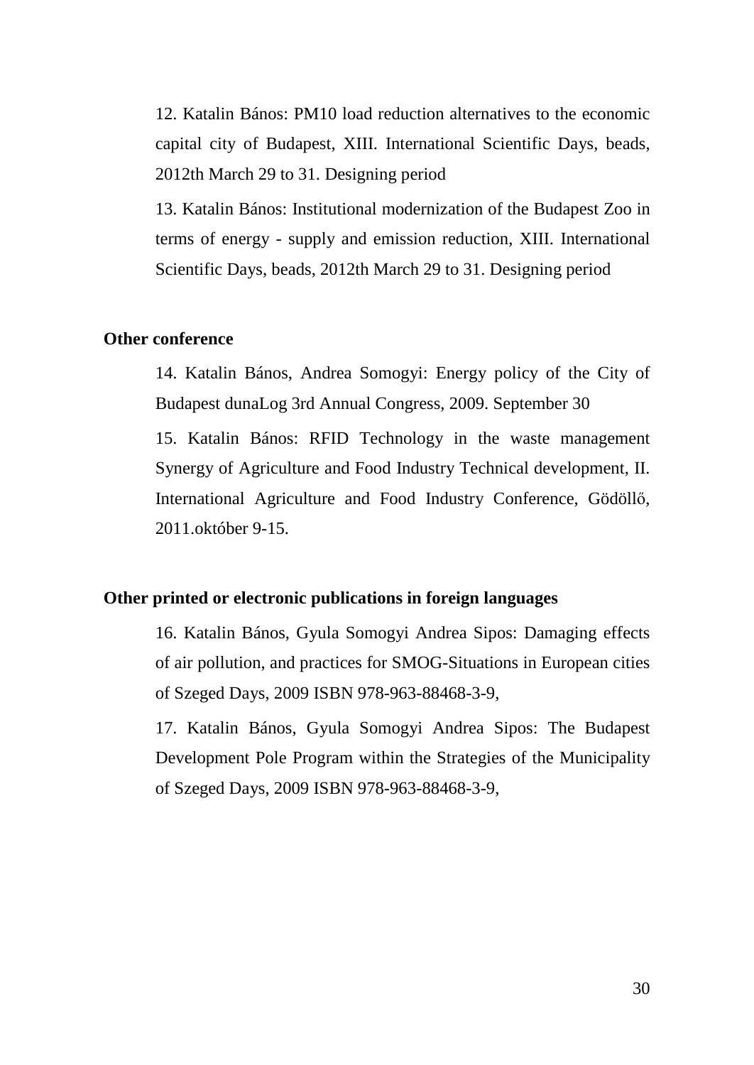12. Katalin Bános: PM10 load reduction alternatives to the economic capital city of Budapest, XIII. International Scientific Days, beads, 2012th March 29 to 31. Designing period

13. Katalin Bános: Institutional modernization of the Budapest Zoo in terms of energy - supply and emission reduction, XIII. International Scientific Days, beads, 2012th March 29 to 31. Designing period

**Other conference**

14. Katalin Bános, Andrea Somogyi: Energy policy of the City of Budapest dunaLog 3rd Annual Congress, 2009. September 30

15. Katalin Bános: RFID Technology in the waste management Synergy of Agriculture and Food Industry Technical development, II. International Agriculture and Food Industry Conference, Gödöllő, 2011.október 9-15.

**Other printed or electronic publications in foreign languages**

16. Katalin Bános, Gyula Somogyi Andrea Sipos: Damaging effects of air pollution, and practices for SMOG-Situations in European cities of Szeged Days, 2009 ISBN 978-963-88468-3-9,

17. Katalin Bános, Gyula Somogyi Andrea Sipos: The Budapest Development Pole Program within the Strategies of the Municipality of Szeged Days, 2009 ISBN 978-963-88468-3-9,